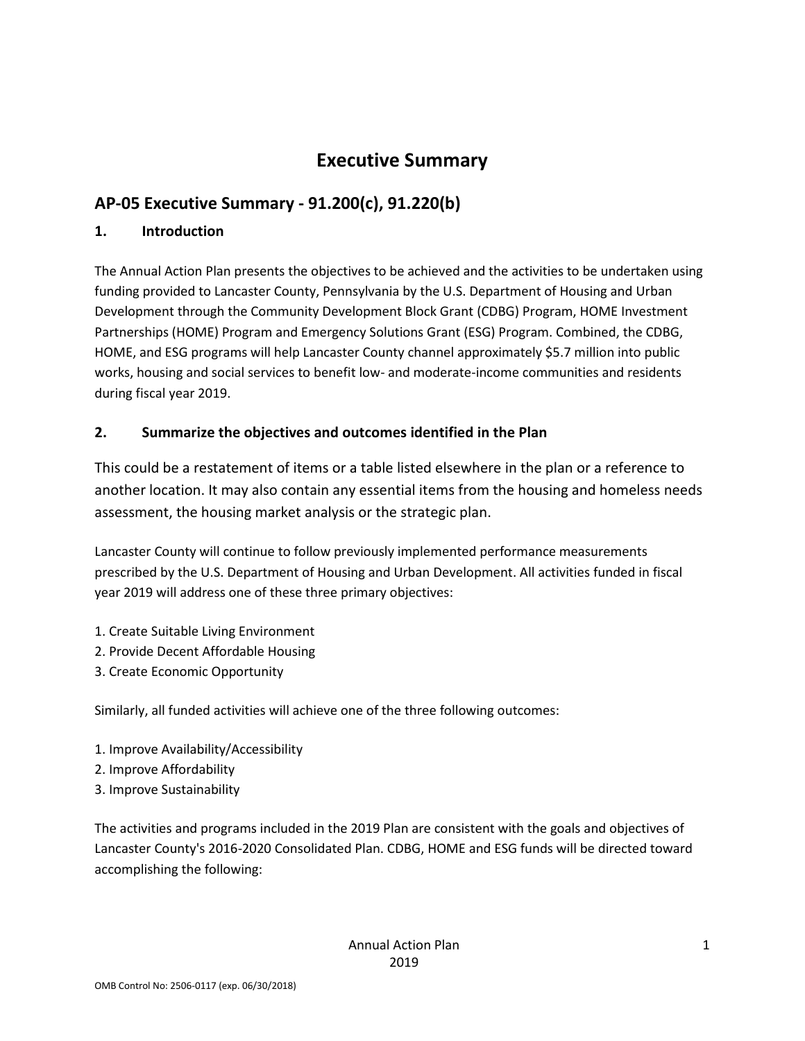# Executive Summary

## AP-05 Executive Summary - 91.200(c), 91.220(b)

### 1. Introduction

The Annual Action Plan presents the objectives to be achieved and the activities to be undertaken using funding provided to Lancaster County, Pennsylvania by the U.S. Department of Housing and Urban Development through the Community Development Block Grant (CDBG) Program, HOME Investment Partnerships (HOME) Program and Emergency Solutions Grant (ESG) Program. Combined, the CDBG, HOME, and ESG programs will help Lancaster County channel approximately $5.7 million into public works, housing and social services to benefit low- and moderate-income communities and residents during fiscal year 2019.

### 2. Summarize the objectives and outcomes identified in the Plan

This could be a restatement of items or a table listed elsewhere in the plan or a reference to another location. It may also contain any essential items from the housing and homeless needs assessment, the housing market analysis or the strategic plan.

Lancaster County will continue to follow previously implemented performance measurements prescribed by the U.S. Department of Housing and Urban Development. All activities funded in fiscal year 2019 will address one of these three primary objectives:

1. Create Suitable Living Environment
2. Provide Decent Affordable Housing
3. Create Economic Opportunity

Similarly, all funded activities will achieve one of the three following outcomes:

1. Improve Availability/Accessibility
2. Improve Affordability
3. Improve Sustainability

The activities and programs included in the 2019 Plan are consistent with the goals and objectives of Lancaster County's 2016-2020 Consolidated Plan. CDBG, HOME and ESG funds will be directed toward accomplishing the following: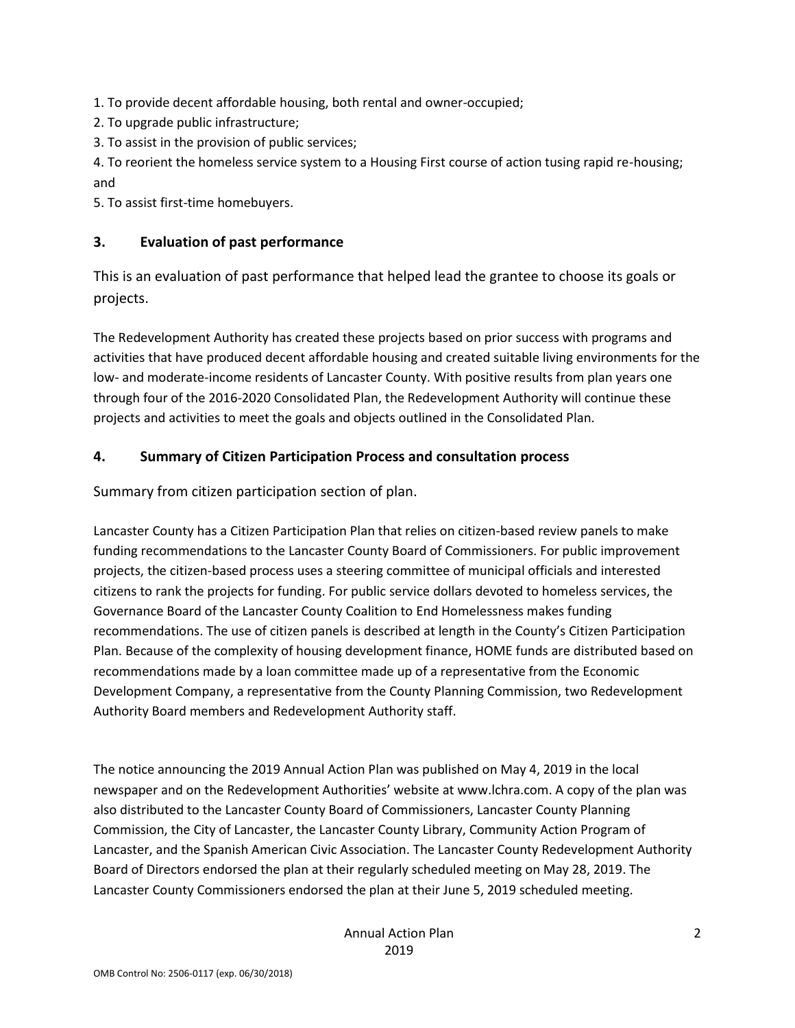1. To provide decent affordable housing, both rental and owner-occupied;
2. To upgrade public infrastructure;
3. To assist in the provision of public services;
4. To reorient the homeless service system to a Housing First course of action tusing rapid re-housing; and
5. To assist first-time homebuyers.

### 3. Evaluation of past performance

This is an evaluation of past performance that helped lead the grantee to choose its goals or projects.

The Redevelopment Authority has created these projects based on prior success with programs and activities that have produced decent affordable housing and created suitable living environments for the low- and moderate-income residents of Lancaster County. With positive results from plan years one through four of the 2016-2020 Consolidated Plan, the Redevelopment Authority will continue these projects and activities to meet the goals and objects outlined in the Consolidated Plan.

### 4. Summary of Citizen Participation Process and consultation process

Summary from citizen participation section of plan.

Lancaster County has a Citizen Participation Plan that relies on citizen-based review panels to make funding recommendations to the Lancaster County Board of Commissioners. For public improvement projects, the citizen-based process uses a steering committee of municipal officials and interested citizens to rank the projects for funding. For public service dollars devoted to homeless services, the Governance Board of the Lancaster County Coalition to End Homelessness makes funding recommendations. The use of citizen panels is described at length in the County's Citizen Participation Plan. Because of the complexity of housing development finance, HOME funds are distributed based on recommendations made by a loan committee made up of a representative from the Economic Development Company, a representative from the County Planning Commission, two Redevelopment Authority Board members and Redevelopment Authority staff.

The notice announcing the 2019 Annual Action Plan was published on May 4, 2019 in the local newspaper and on the Redevelopment Authorities' website at www.lchra.com. A copy of the plan was also distributed to the Lancaster County Board of Commissioners, Lancaster County Planning Commission, the City of Lancaster, the Lancaster County Library, Community Action Program of Lancaster, and the Spanish American Civic Association. The Lancaster County Redevelopment Authority Board of Directors endorsed the plan at their regularly scheduled meeting on May 28, 2019. The Lancaster County Commissioners endorsed the plan at their June 5, 2019 scheduled meeting.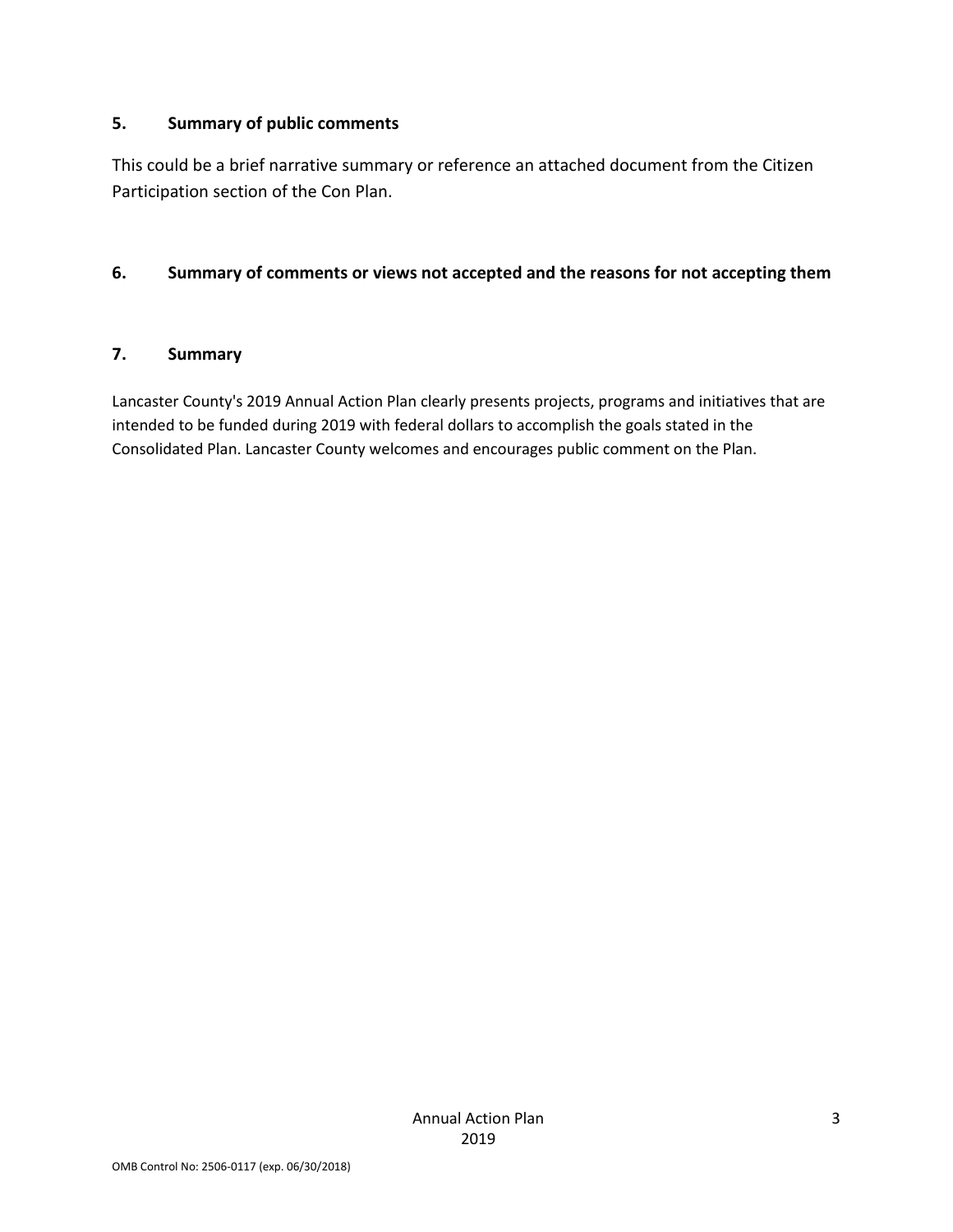### 5. Summary of public comments

This could be a brief narrative summary or reference an attached document from the Citizen Participation section of the Con Plan.

### 6. Summary of comments or views not accepted and the reasons for not accepting them

### 7. Summary

Lancaster County's 2019 Annual Action Plan clearly presents projects, programs and initiatives that are intended to be funded during 2019 with federal dollars to accomplish the goals stated in the Consolidated Plan. Lancaster County welcomes and encourages public comment on the Plan.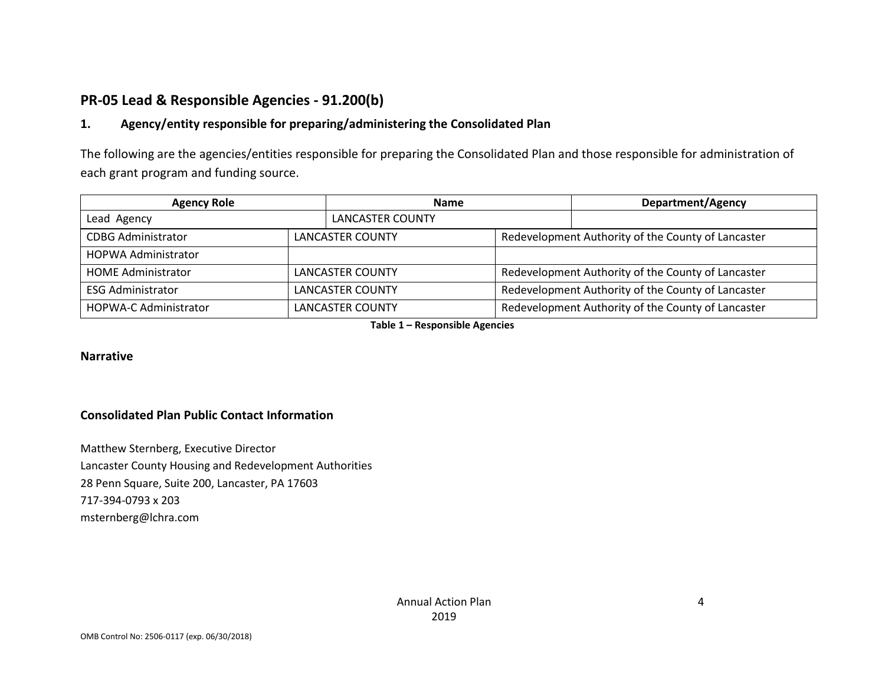## PR-05 Lead & Responsible Agencies - 91.200(b)

### 1. Agency/entity responsible for preparing/administering the Consolidated Plan

The following are the agencies/entities responsible for preparing the Consolidated Plan and those responsible for administration of each grant program and funding source.

| Agency Role | Name | Department/Agency |
|---|---|---|
| Lead Agency | LANCASTER COUNTY | |
| CDBG Administrator | LANCASTER COUNTY | Redevelopment Authority of the County of Lancaster |
| HOPWA Administrator | | |
| HOME Administrator | LANCASTER COUNTY | Redevelopment Authority of the County of Lancaster |
| ESG Administrator | LANCASTER COUNTY | Redevelopment Authority of the County of Lancaster |
| HOPWA-C Administrator | LANCASTER COUNTY | Redevelopment Authority of the County of Lancaster |

**Table 1 – Responsible Agencies**

**Narrative**

**Consolidated Plan Public Contact Information**

Matthew Sternberg, Executive Director
Lancaster County Housing and Redevelopment Authorities
28 Penn Square, Suite 200, Lancaster, PA 17603
717-394-0793 x 203
msternberg@lchra.com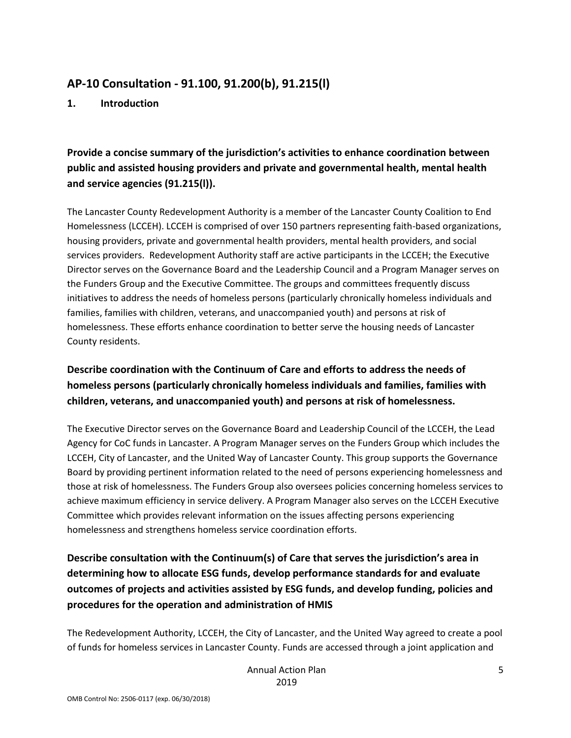## AP-10 Consultation - 91.100, 91.200(b), 91.215(l)

### 1. Introduction

### Provide a concise summary of the jurisdiction's activities to enhance coordination between public and assisted housing providers and private and governmental health, mental health and service agencies (91.215(l)).

The Lancaster County Redevelopment Authority is a member of the Lancaster County Coalition to End Homelessness (LCCEH). LCCEH is comprised of over 150 partners representing faith-based organizations, housing providers, private and governmental health providers, mental health providers, and social services providers. Redevelopment Authority staff are active participants in the LCCEH; the Executive Director serves on the Governance Board and the Leadership Council and a Program Manager serves on the Funders Group and the Executive Committee. The groups and committees frequently discuss initiatives to address the needs of homeless persons (particularly chronically homeless individuals and families, families with children, veterans, and unaccompanied youth) and persons at risk of homelessness. These efforts enhance coordination to better serve the housing needs of Lancaster County residents.

### Describe coordination with the Continuum of Care and efforts to address the needs of homeless persons (particularly chronically homeless individuals and families, families with children, veterans, and unaccompanied youth) and persons at risk of homelessness.

The Executive Director serves on the Governance Board and Leadership Council of the LCCEH, the Lead Agency for CoC funds in Lancaster. A Program Manager serves on the Funders Group which includes the LCCEH, City of Lancaster, and the United Way of Lancaster County. This group supports the Governance Board by providing pertinent information related to the need of persons experiencing homelessness and those at risk of homelessness. The Funders Group also oversees policies concerning homeless services to achieve maximum efficiency in service delivery. A Program Manager also serves on the LCCEH Executive Committee which provides relevant information on the issues affecting persons experiencing homelessness and strengthens homeless service coordination efforts.

### Describe consultation with the Continuum(s) of Care that serves the jurisdiction's area in determining how to allocate ESG funds, develop performance standards for and evaluate outcomes of projects and activities assisted by ESG funds, and develop funding, policies and procedures for the operation and administration of HMIS

The Redevelopment Authority, LCCEH, the City of Lancaster, and the United Way agreed to create a pool of funds for homeless services in Lancaster County. Funds are accessed through a joint application and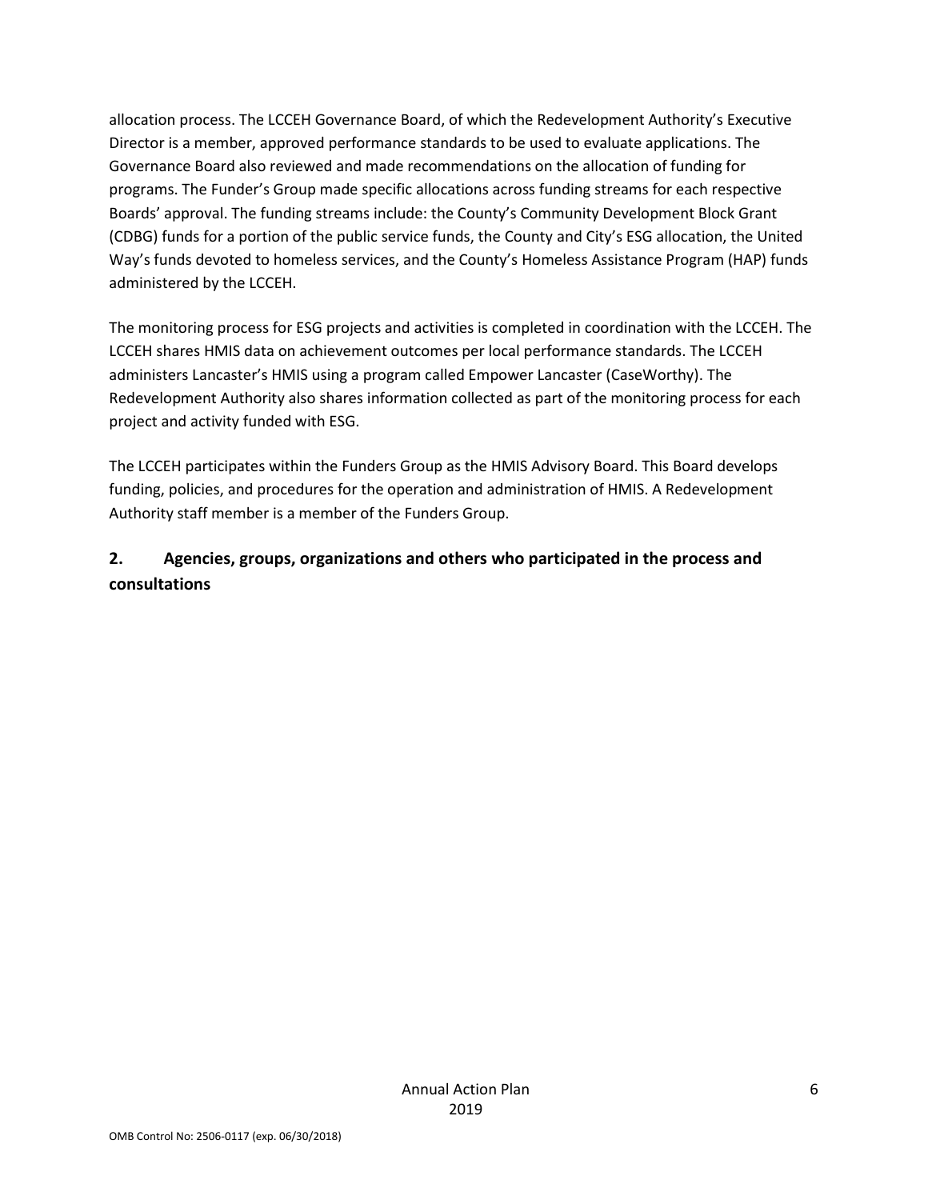allocation process. The LCCEH Governance Board, of which the Redevelopment Authority's Executive Director is a member, approved performance standards to be used to evaluate applications. The Governance Board also reviewed and made recommendations on the allocation of funding for programs. The Funder's Group made specific allocations across funding streams for each respective Boards' approval. The funding streams include: the County's Community Development Block Grant (CDBG) funds for a portion of the public service funds, the County and City's ESG allocation, the United Way's funds devoted to homeless services, and the County's Homeless Assistance Program (HAP) funds administered by the LCCEH.

The monitoring process for ESG projects and activities is completed in coordination with the LCCEH. The LCCEH shares HMIS data on achievement outcomes per local performance standards. The LCCEH administers Lancaster's HMIS using a program called Empower Lancaster (CaseWorthy). The Redevelopment Authority also shares information collected as part of the monitoring process for each project and activity funded with ESG.

The LCCEH participates within the Funders Group as the HMIS Advisory Board. This Board develops funding, policies, and procedures for the operation and administration of HMIS. A Redevelopment Authority staff member is a member of the Funders Group.

## 2. Agencies, groups, organizations and others who participated in the process and consultations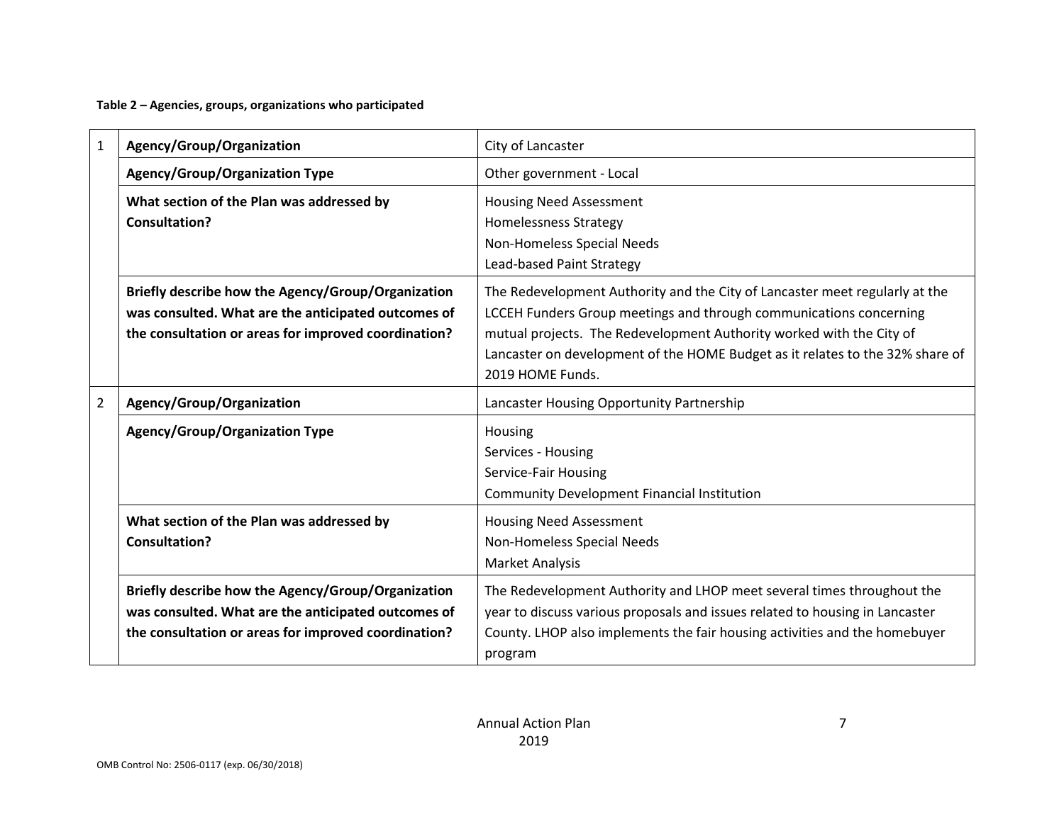**Table 2 – Agencies, groups, organizations who participated**

| | | |
|---|---|---|
| 1 | **Agency/Group/Organization** | City of Lancaster |
| | **Agency/Group/Organization Type** | Other government - Local |
| | **What section of the Plan was addressed by Consultation?** | Housing Need Assessment<br>Homelessness Strategy<br>Non-Homeless Special Needs<br>Lead-based Paint Strategy |
| | **Briefly describe how the Agency/Group/Organization was consulted. What are the anticipated outcomes of the consultation or areas for improved coordination?** | The Redevelopment Authority and the City of Lancaster meet regularly at the LCCEH Funders Group meetings and through communications concerning mutual projects. The Redevelopment Authority worked with the City of Lancaster on development of the HOME Budget as it relates to the 32% share of 2019 HOME Funds. |
| 2 | **Agency/Group/Organization** | Lancaster Housing Opportunity Partnership |
| | **Agency/Group/Organization Type** | Housing<br>Services - Housing<br>Service-Fair Housing<br>Community Development Financial Institution |
| | **What section of the Plan was addressed by Consultation?** | Housing Need Assessment<br>Non-Homeless Special Needs<br>Market Analysis |
| | **Briefly describe how the Agency/Group/Organization was consulted. What are the anticipated outcomes of the consultation or areas for improved coordination?** | The Redevelopment Authority and LHOP meet several times throughout the year to discuss various proposals and issues related to housing in Lancaster County. LHOP also implements the fair housing activities and the homebuyer program |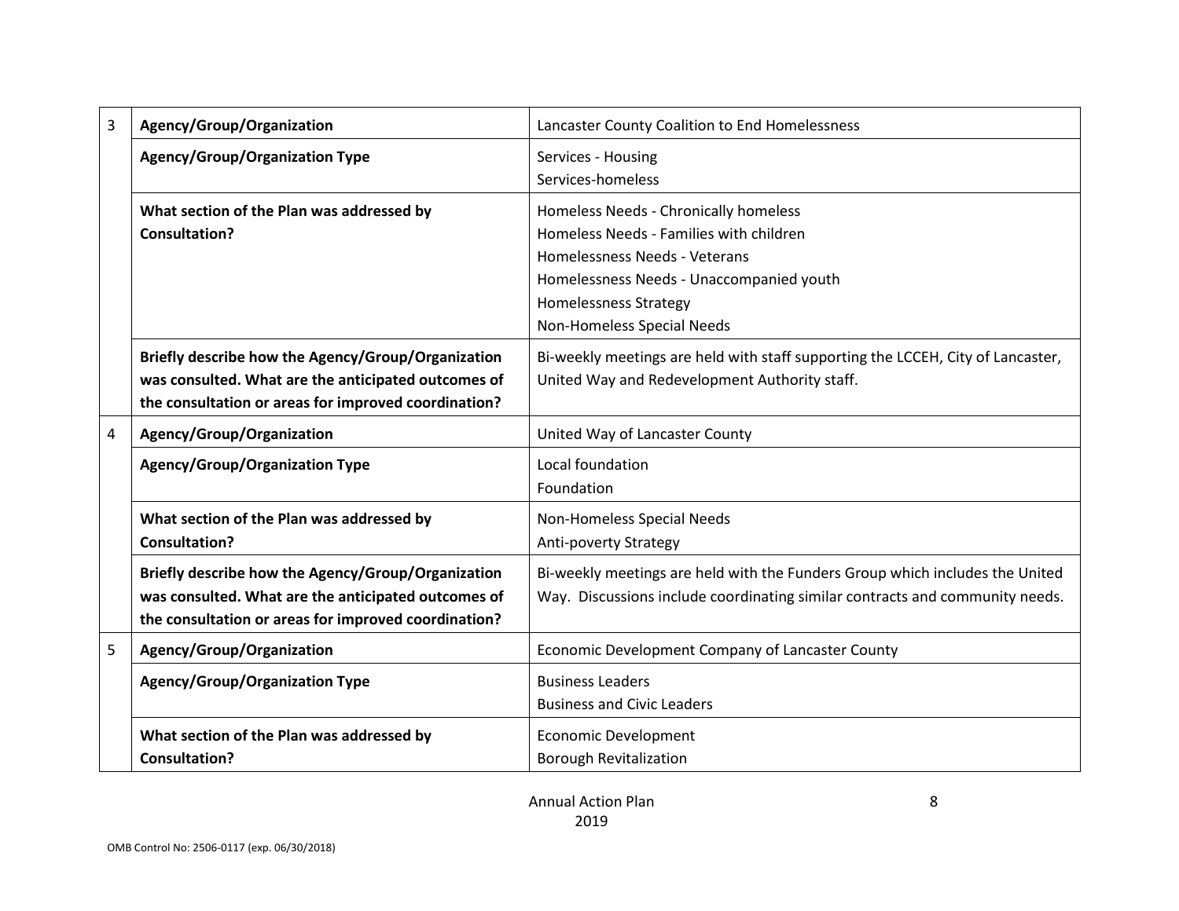| | | |
|---|---|---|
| 3 | **Agency/Group/Organization** | Lancaster County Coalition to End Homelessness |
| | **Agency/Group/Organization Type** | Services - Housing<br>Services-homeless |
| | **What section of the Plan was addressed by Consultation?** | Homeless Needs - Chronically homeless<br>Homeless Needs - Families with children<br>Homelessness Needs - Veterans<br>Homelessness Needs - Unaccompanied youth<br>Homelessness Strategy<br>Non-Homeless Special Needs |
| | **Briefly describe how the Agency/Group/Organization was consulted. What are the anticipated outcomes of the consultation or areas for improved coordination?** | Bi-weekly meetings are held with staff supporting the LCCEH, City of Lancaster, United Way and Redevelopment Authority staff. |
| 4 | **Agency/Group/Organization** | United Way of Lancaster County |
| | **Agency/Group/Organization Type** | Local foundation<br>Foundation |
| | **What section of the Plan was addressed by Consultation?** | Non-Homeless Special Needs<br>Anti-poverty Strategy |
| | **Briefly describe how the Agency/Group/Organization was consulted. What are the anticipated outcomes of the consultation or areas for improved coordination?** | Bi-weekly meetings are held with the Funders Group which includes the United Way. Discussions include coordinating similar contracts and community needs. |
| 5 | **Agency/Group/Organization** | Economic Development Company of Lancaster County |
| | **Agency/Group/Organization Type** | Business Leaders<br>Business and Civic Leaders |
| | **What section of the Plan was addressed by Consultation?** | Economic Development<br>Borough Revitalization |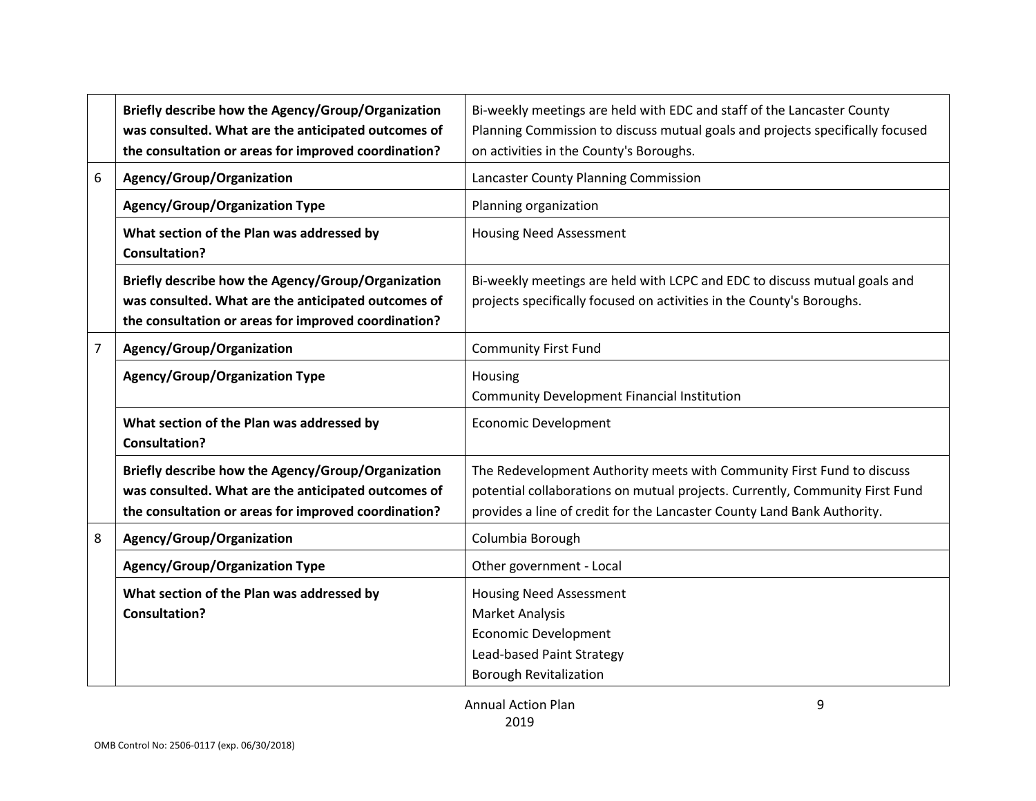| | | |
|---|---|---|
| | **Briefly describe how the Agency/Group/Organization was consulted. What are the anticipated outcomes of the consultation or areas for improved coordination?** | Bi-weekly meetings are held with EDC and staff of the Lancaster County Planning Commission to discuss mutual goals and projects specifically focused on activities in the County's Boroughs. |
| 6 | **Agency/Group/Organization** | Lancaster County Planning Commission |
| | **Agency/Group/Organization Type** | Planning organization |
| | **What section of the Plan was addressed by Consultation?** | Housing Need Assessment |
| | **Briefly describe how the Agency/Group/Organization was consulted. What are the anticipated outcomes of the consultation or areas for improved coordination?** | Bi-weekly meetings are held with LCPC and EDC to discuss mutual goals and projects specifically focused on activities in the County's Boroughs. |
| 7 | **Agency/Group/Organization** | Community First Fund |
| | **Agency/Group/Organization Type** | Housing<br>Community Development Financial Institution |
| | **What section of the Plan was addressed by Consultation?** | Economic Development |
| | **Briefly describe how the Agency/Group/Organization was consulted. What are the anticipated outcomes of the consultation or areas for improved coordination?** | The Redevelopment Authority meets with Community First Fund to discuss potential collaborations on mutual projects. Currently, Community First Fund provides a line of credit for the Lancaster County Land Bank Authority. |
| 8 | **Agency/Group/Organization** | Columbia Borough |
| | **Agency/Group/Organization Type** | Other government - Local |
| | **What section of the Plan was addressed by Consultation?** | Housing Need Assessment<br>Market Analysis<br>Economic Development<br>Lead-based Paint Strategy<br>Borough Revitalization |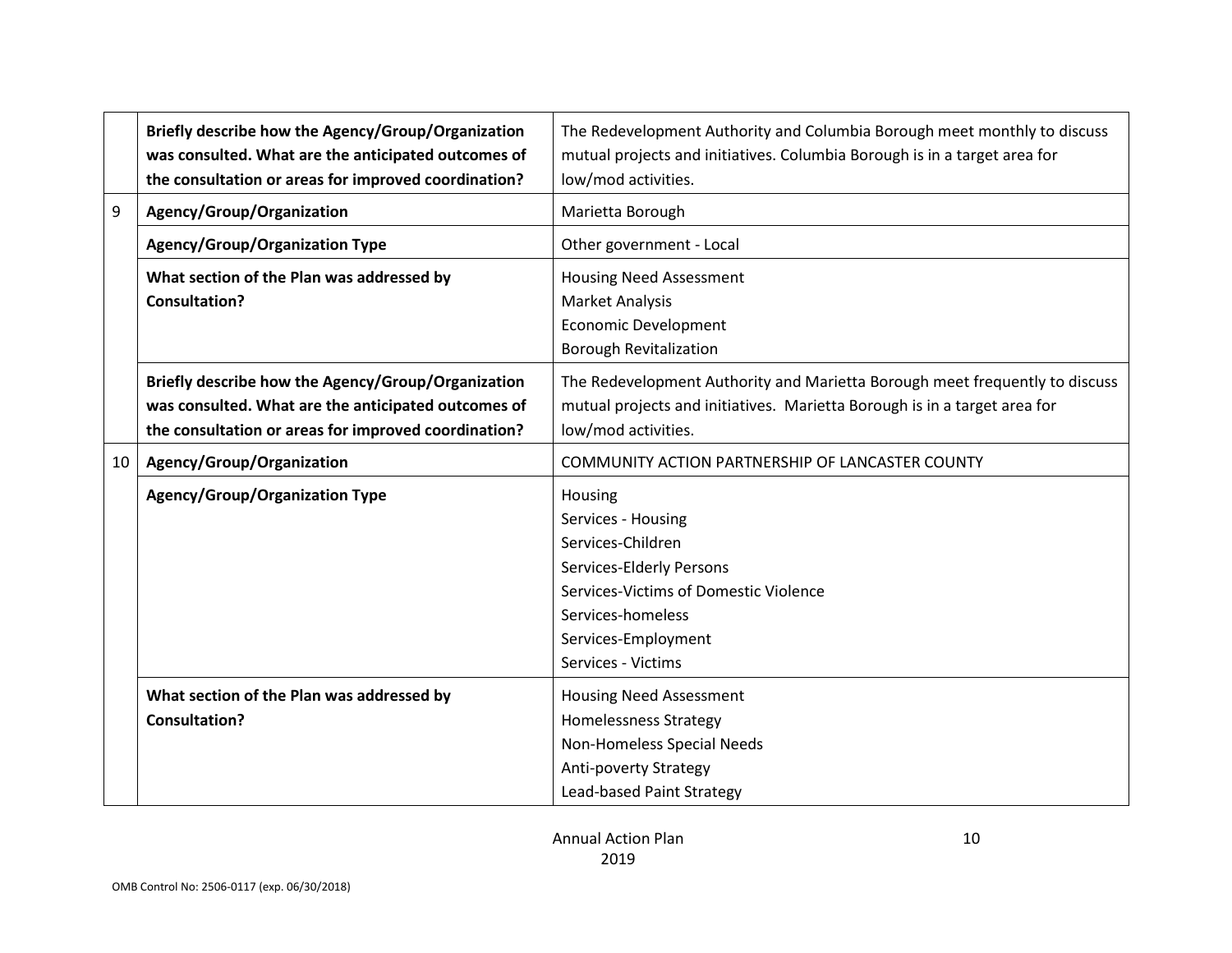| | | |
|---|---|---|
| | **Briefly describe how the Agency/Group/Organization was consulted. What are the anticipated outcomes of the consultation or areas for improved coordination?** | The Redevelopment Authority and Columbia Borough meet monthly to discuss mutual projects and initiatives. Columbia Borough is in a target area for low/mod activities. |
| 9 | **Agency/Group/Organization** | Marietta Borough |
| | **Agency/Group/Organization Type** | Other government - Local |
| | **What section of the Plan was addressed by Consultation?** | Housing Need Assessment<br>Market Analysis<br>Economic Development<br>Borough Revitalization |
| | **Briefly describe how the Agency/Group/Organization was consulted. What are the anticipated outcomes of the consultation or areas for improved coordination?** | The Redevelopment Authority and Marietta Borough meet frequently to discuss mutual projects and initiatives. Marietta Borough is in a target area for low/mod activities. |
| 10 | **Agency/Group/Organization** | COMMUNITY ACTION PARTNERSHIP OF LANCASTER COUNTY |
| | **Agency/Group/Organization Type** | Housing<br>Services - Housing<br>Services-Children<br>Services-Elderly Persons<br>Services-Victims of Domestic Violence<br>Services-homeless<br>Services-Employment<br>Services - Victims |
| | **What section of the Plan was addressed by Consultation?** | Housing Need Assessment<br>Homelessness Strategy<br>Non-Homeless Special Needs<br>Anti-poverty Strategy<br>Lead-based Paint Strategy |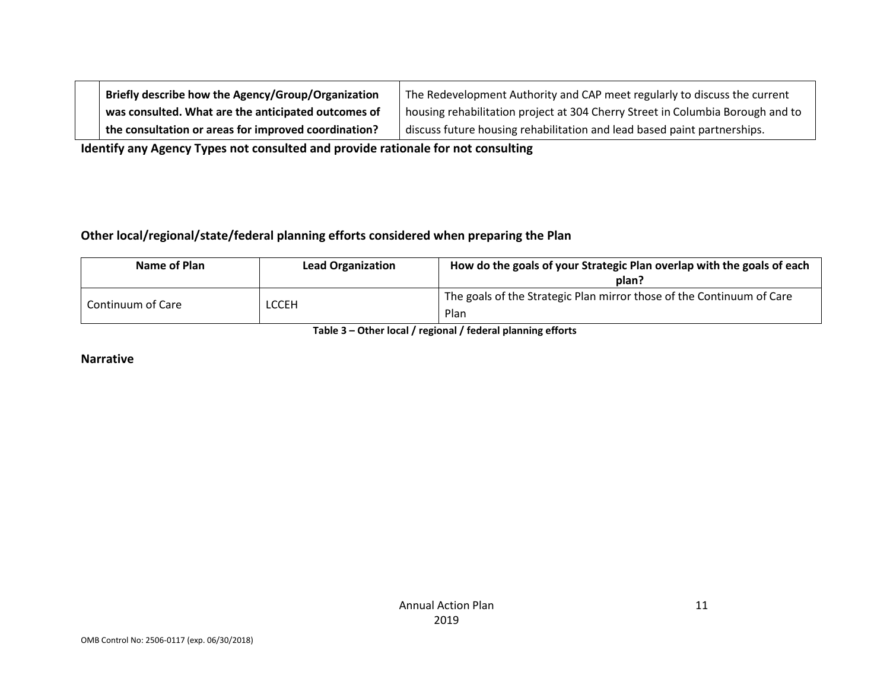| | Briefly describe how the Agency/Group/Organization was consulted. What are the anticipated outcomes of the consultation or areas for improved coordination? | The Redevelopment Authority and CAP meet regularly to discuss the current housing rehabilitation project at 304 Cherry Street in Columbia Borough and to discuss future housing rehabilitation and lead based paint partnerships. |
|---|---|---|

**Identify any Agency Types not consulted and provide rationale for not consulting**

**Other local/regional/state/federal planning efforts considered when preparing the Plan**

| Name of Plan | Lead Organization | How do the goals of your Strategic Plan overlap with the goals of each plan? |
|---|---|---|
| Continuum of Care | LCCEH | The goals of the Strategic Plan mirror those of the Continuum of Care Plan |

**Table 3 – Other local / regional / federal planning efforts**

**Narrative**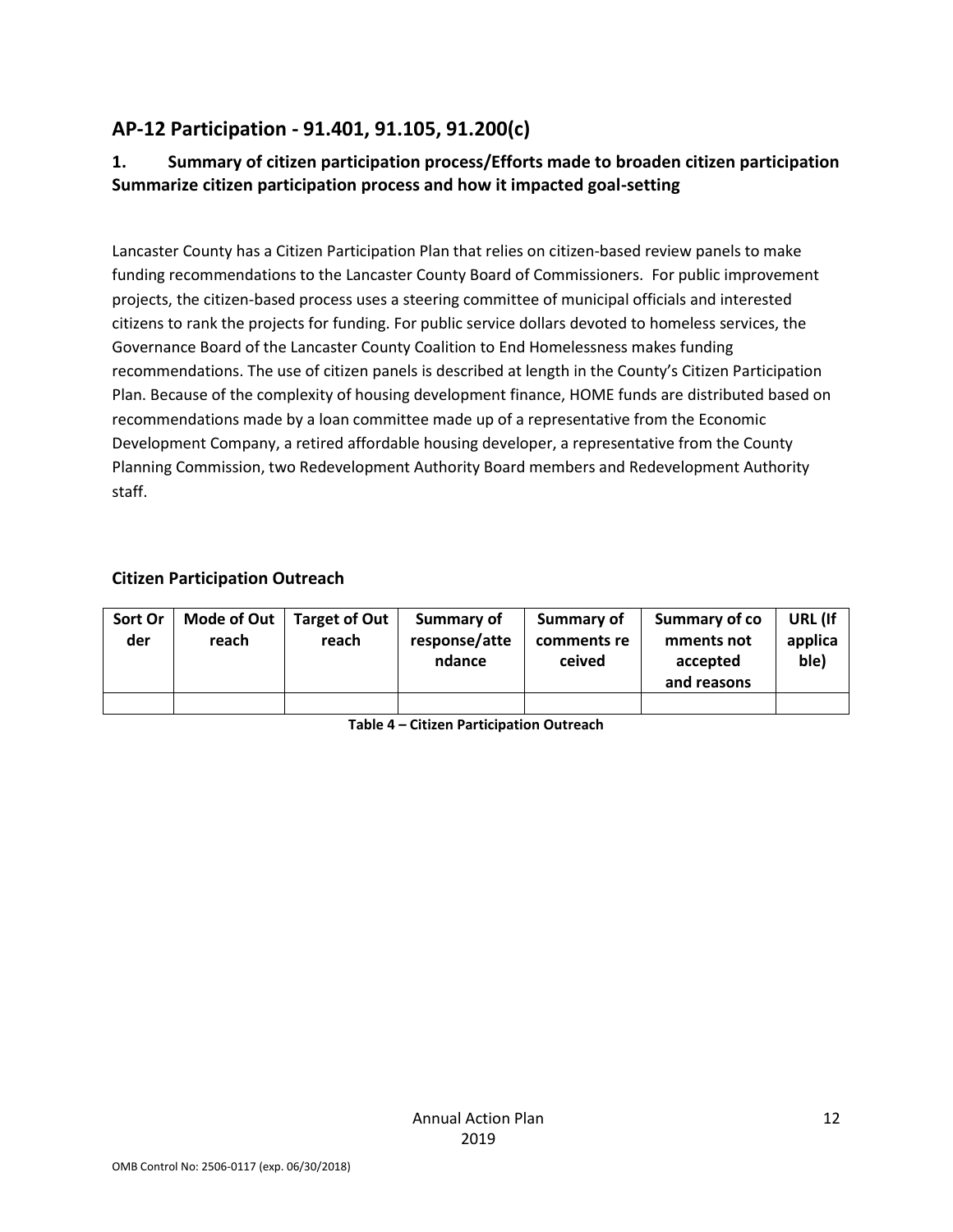## AP-12 Participation - 91.401, 91.105, 91.200(c)

### 1. Summary of citizen participation process/Efforts made to broaden citizen participation Summarize citizen participation process and how it impacted goal-setting

Lancaster County has a Citizen Participation Plan that relies on citizen-based review panels to make funding recommendations to the Lancaster County Board of Commissioners. For public improvement projects, the citizen-based process uses a steering committee of municipal officials and interested citizens to rank the projects for funding. For public service dollars devoted to homeless services, the Governance Board of the Lancaster County Coalition to End Homelessness makes funding recommendations. The use of citizen panels is described at length in the County's Citizen Participation Plan. Because of the complexity of housing development finance, HOME funds are distributed based on recommendations made by a loan committee made up of a representative from the Economic Development Company, a retired affordable housing developer, a representative from the County Planning Commission, two Redevelopment Authority Board members and Redevelopment Authority staff.

### Citizen Participation Outreach

| Sort Order | Mode of Outreach | Target of Outreach | Summary of response/attendance | Summary of comments received | Summary of comments not accepted and reasons | URL (If applicable) |
|---|---|---|---|---|---|---|
| | | | | | | |

**Table 4 – Citizen Participation Outreach**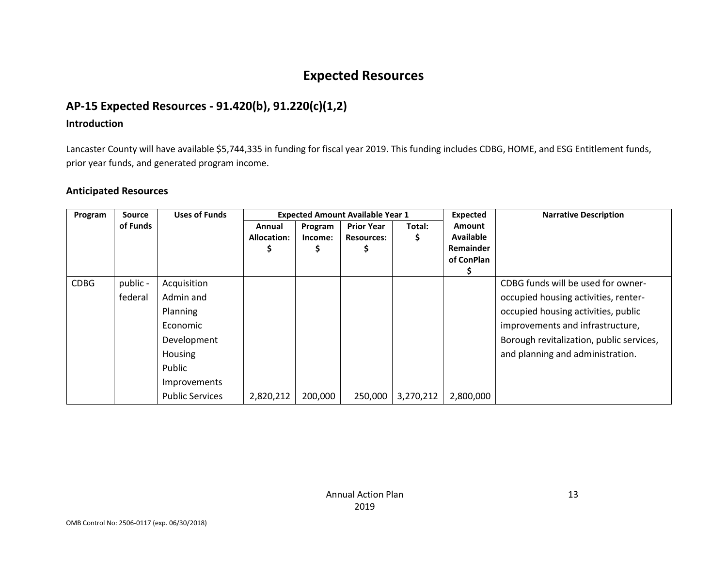# Expected Resources

## AP-15 Expected Resources - 91.420(b), 91.220(c)(1,2)

### Introduction

Lancaster County will have available $5,744,335 in funding for fiscal year 2019. This funding includes CDBG, HOME, and ESG Entitlement funds, prior year funds, and generated program income.

### Anticipated Resources

| Program | Source of Funds | Uses of Funds | Expected Amount Available Year 1 | | | | Expected Amount Available Remainder of ConPlan $ | Narrative Description |
|---|---|---|---|---|---|---|---|---|
| | | | Annual Allocation: $ | Program Income: $ | Prior Year Resources: $ | Total: $ | | |
| CDBG | public - federal | Acquisition Admin and Planning Economic Development Housing Public Improvements Public Services | 2,820,212 | 200,000 | 250,000 | 3,270,212 | 2,800,000 | CDBG funds will be used for owner-occupied housing activities, renter-occupied housing activities, public improvements and infrastructure, Borough revitalization, public services, and planning and administration. |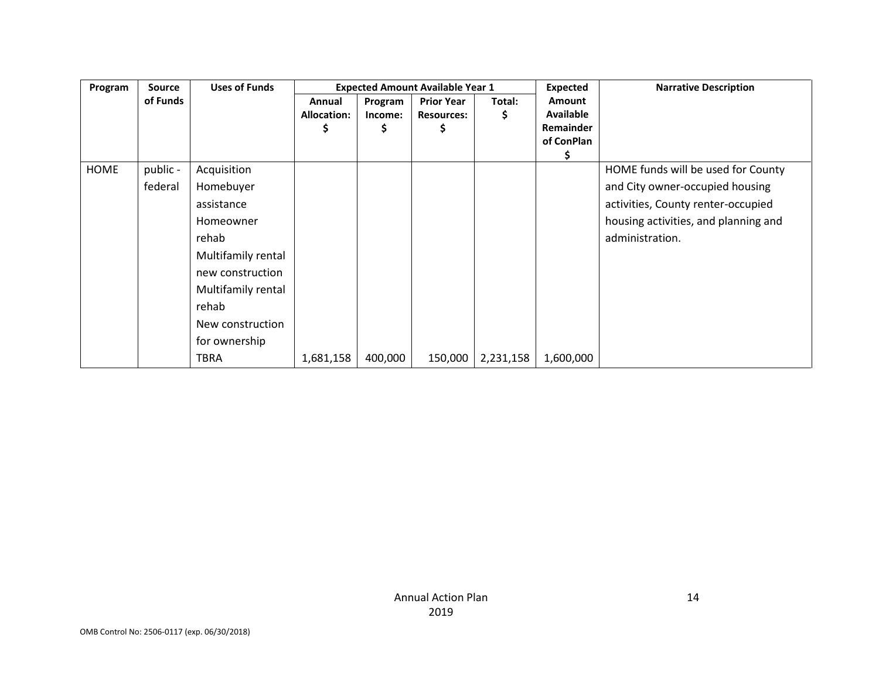| Program | Source of Funds | Uses of Funds | Expected Amount Available Year 1 | | | | Expected Amount Available Remainder of ConPlan $ | Narrative Description |
|---|---|---|---|---|---|---|---|---|
| | | | Annual Allocation: $ | Program Income: $ | Prior Year Resources: $ | Total: $ | | |
| HOME | public - federal | Acquisition<br>Homebuyer assistance<br>Homeowner rehab<br>Multifamily rental new construction<br>Multifamily rental rehab<br>New construction for ownership<br>TBRA | 1,681,158 | 400,000 | 150,000 | 2,231,158 | 1,600,000 | HOME funds will be used for County and City owner-occupied housing activities, County renter-occupied housing activities, and planning and administration. |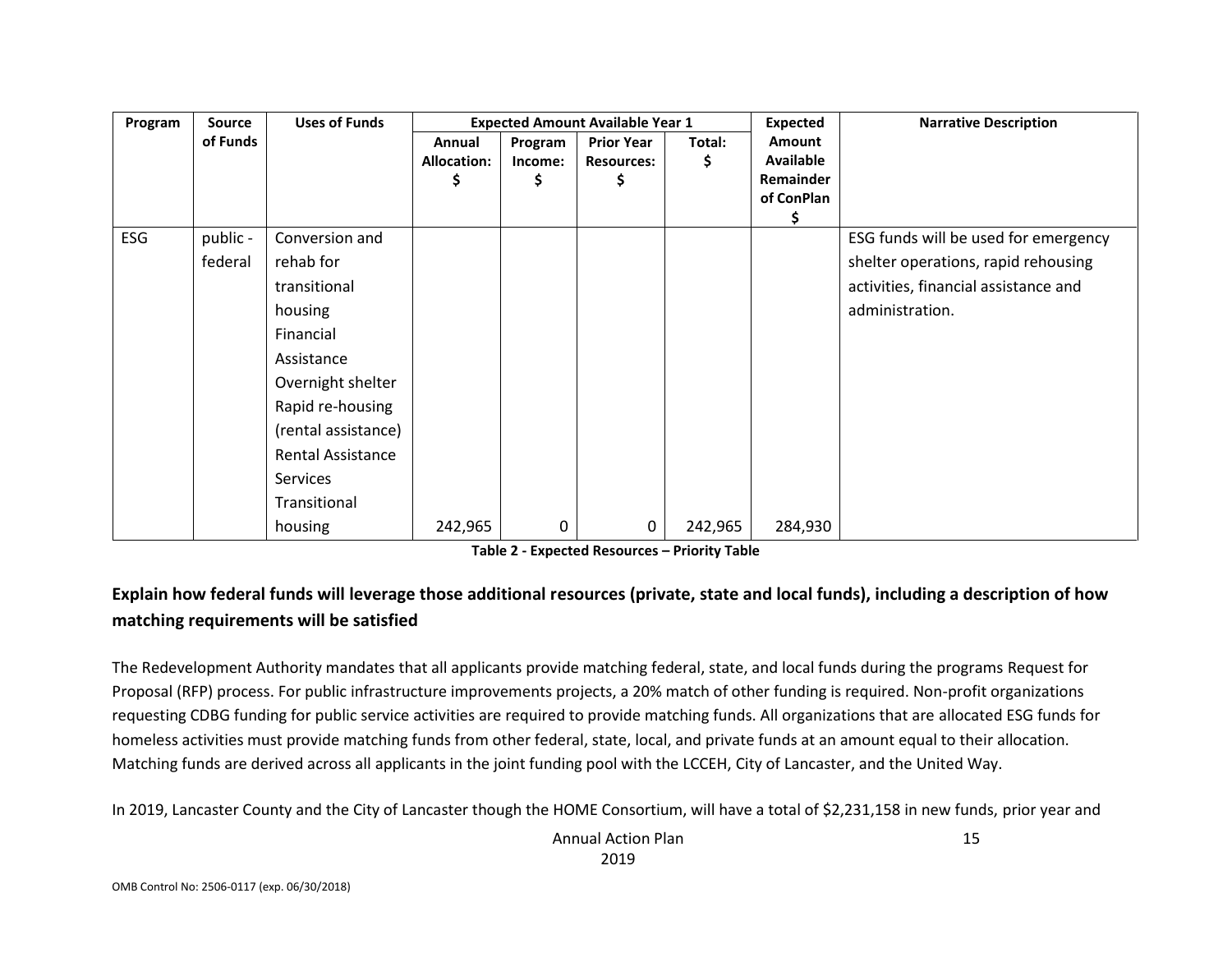| Program | Source of Funds | Uses of Funds | Expected Amount Available Year 1 | | | | Expected Amount Available Remainder of ConPlan $ | Narrative Description |
|---|---|---|---|---|---|---|---|---|
| | | | Annual Allocation: $ | Program Income: $ | Prior Year Resources: $ | Total: $ | | |
| ESG | public - federal | Conversion and rehab for transitional housing Financial Assistance Overnight shelter Rapid re-housing (rental assistance) Rental Assistance Services Transitional housing | 242,965 | 0 | 0 | 242,965 | 284,930 | ESG funds will be used for emergency shelter operations, rapid rehousing activities, financial assistance and administration. |

**Table 2 - Expected Resources – Priority Table**

**Explain how federal funds will leverage those additional resources (private, state and local funds), including a description of how matching requirements will be satisfied**

The Redevelopment Authority mandates that all applicants provide matching federal, state, and local funds during the programs Request for Proposal (RFP) process. For public infrastructure improvements projects, a 20% match of other funding is required. Non-profit organizations requesting CDBG funding for public service activities are required to provide matching funds. All organizations that are allocated ESG funds for homeless activities must provide matching funds from other federal, state, local, and private funds at an amount equal to their allocation. Matching funds are derived across all applicants in the joint funding pool with the LCCEH, City of Lancaster, and the United Way.

In 2019, Lancaster County and the City of Lancaster though the HOME Consortium, will have a total of $2,231,158 in new funds, prior year and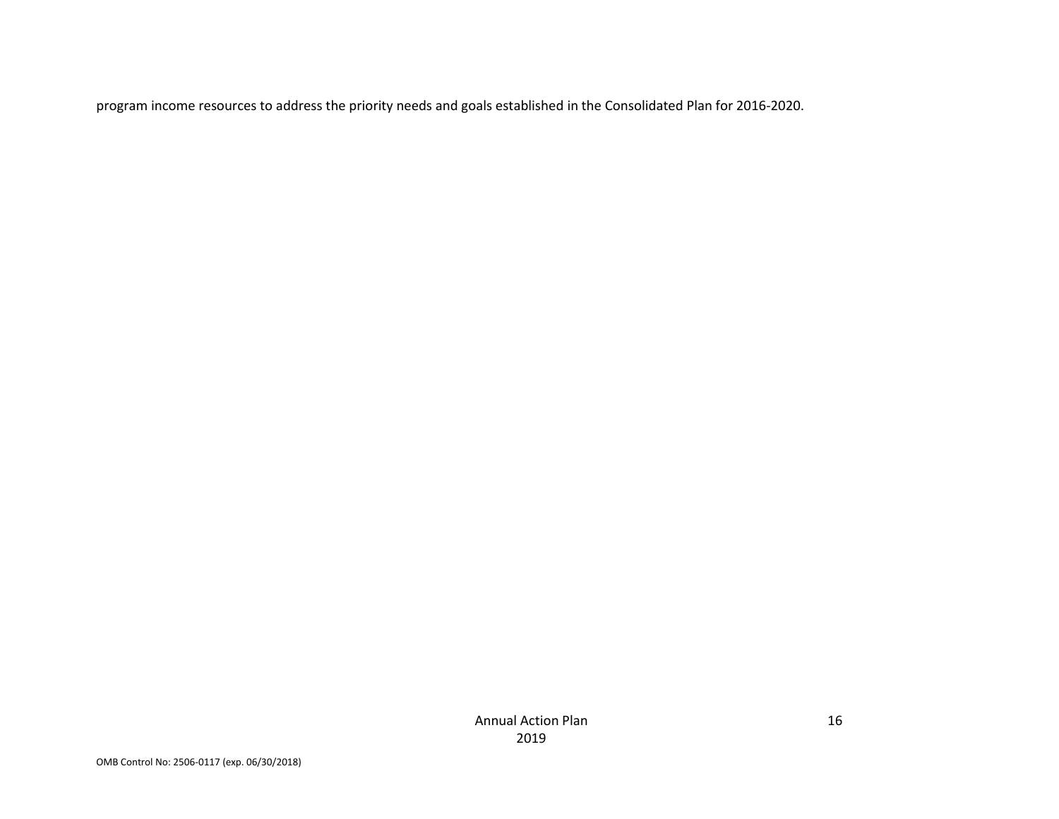program income resources to address the priority needs and goals established in the Consolidated Plan for 2016-2020.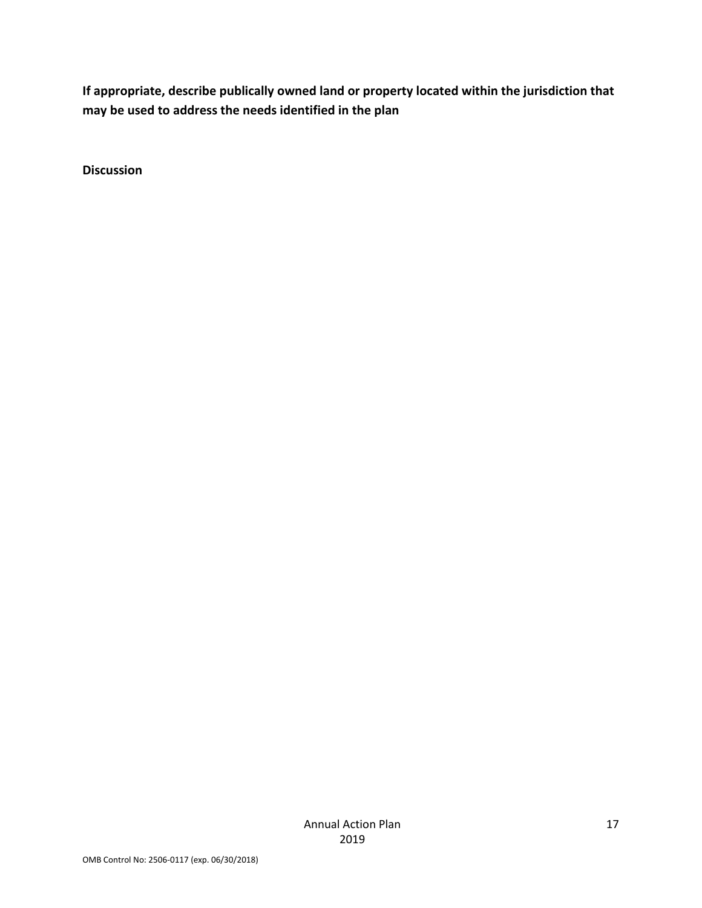**If appropriate, describe publically owned land or property located within the jurisdiction that may be used to address the needs identified in the plan**

**Discussion**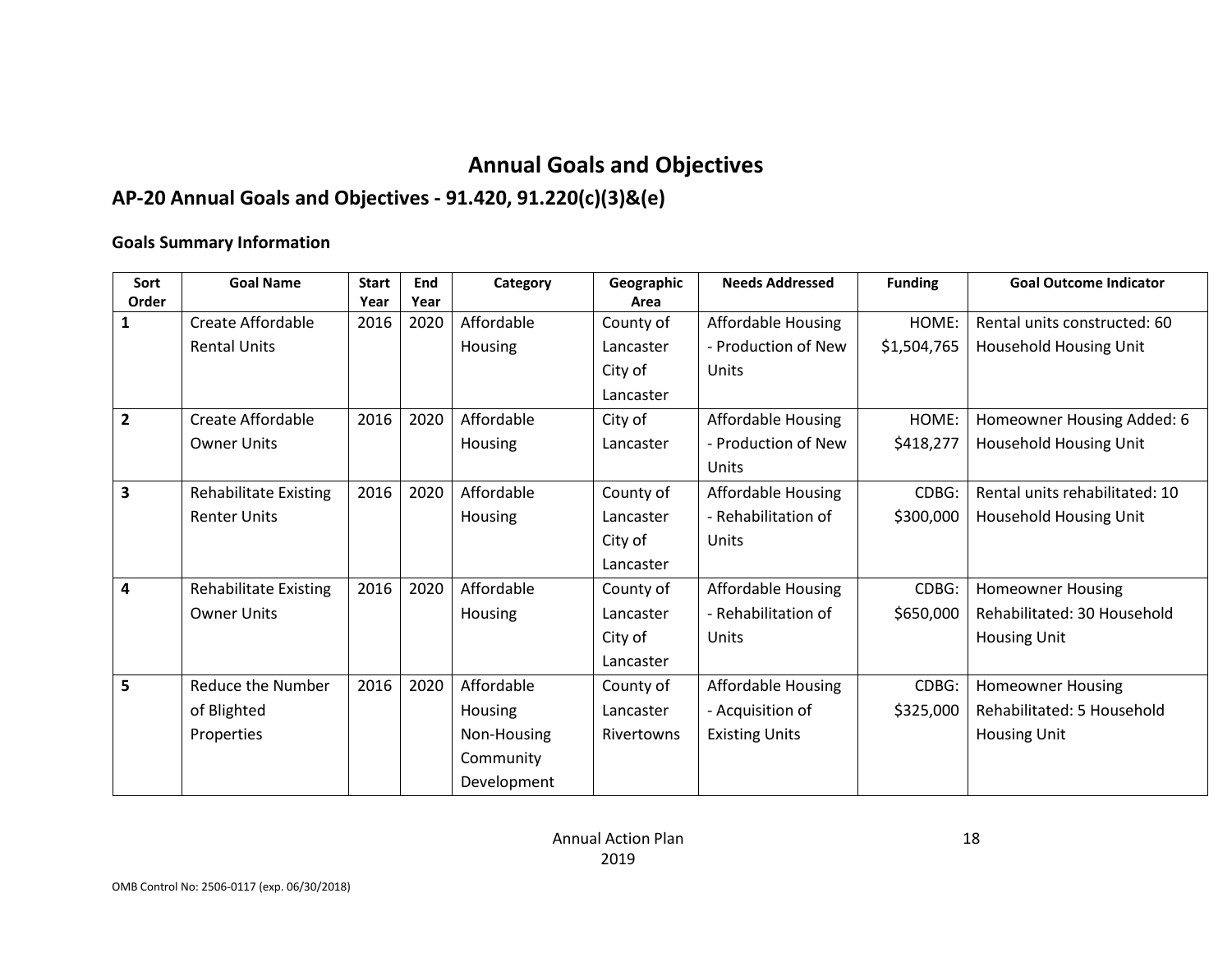# Annual Goals and Objectives

## AP-20 Annual Goals and Objectives - 91.420, 91.220(c)(3)&(e)

### Goals Summary Information

| Sort Order | Goal Name | Start Year | End Year | Category | Geographic Area | Needs Addressed | Funding | Goal Outcome Indicator |
|---|---|---|---|---|---|---|---|---|
| 1 | Create Affordable Rental Units | 2016 | 2020 | Affordable Housing | County of Lancaster City of Lancaster | Affordable Housing - Production of New Units | HOME: $1,504,765 | Rental units constructed: 60 Household Housing Unit |
| 2 | Create Affordable Owner Units | 2016 | 2020 | Affordable Housing | City of Lancaster | Affordable Housing - Production of New Units | HOME: $418,277 | Homeowner Housing Added: 6 Household Housing Unit |
| 3 | Rehabilitate Existing Renter Units | 2016 | 2020 | Affordable Housing | County of Lancaster City of Lancaster | Affordable Housing - Rehabilitation of Units | CDBG: $300,000 | Rental units rehabilitated: 10 Household Housing Unit |
| 4 | Rehabilitate Existing Owner Units | 2016 | 2020 | Affordable Housing | County of Lancaster City of Lancaster | Affordable Housing - Rehabilitation of Units | CDBG: $650,000 | Homeowner Housing Rehabilitated: 30 Household Housing Unit |
| 5 | Reduce the Number of Blighted Properties | 2016 | 2020 | Affordable Housing Non-Housing Community Development | County of Lancaster Rivertowns | Affordable Housing - Acquisition of Existing Units | CDBG: $325,000 | Homeowner Housing Rehabilitated: 5 Household Housing Unit |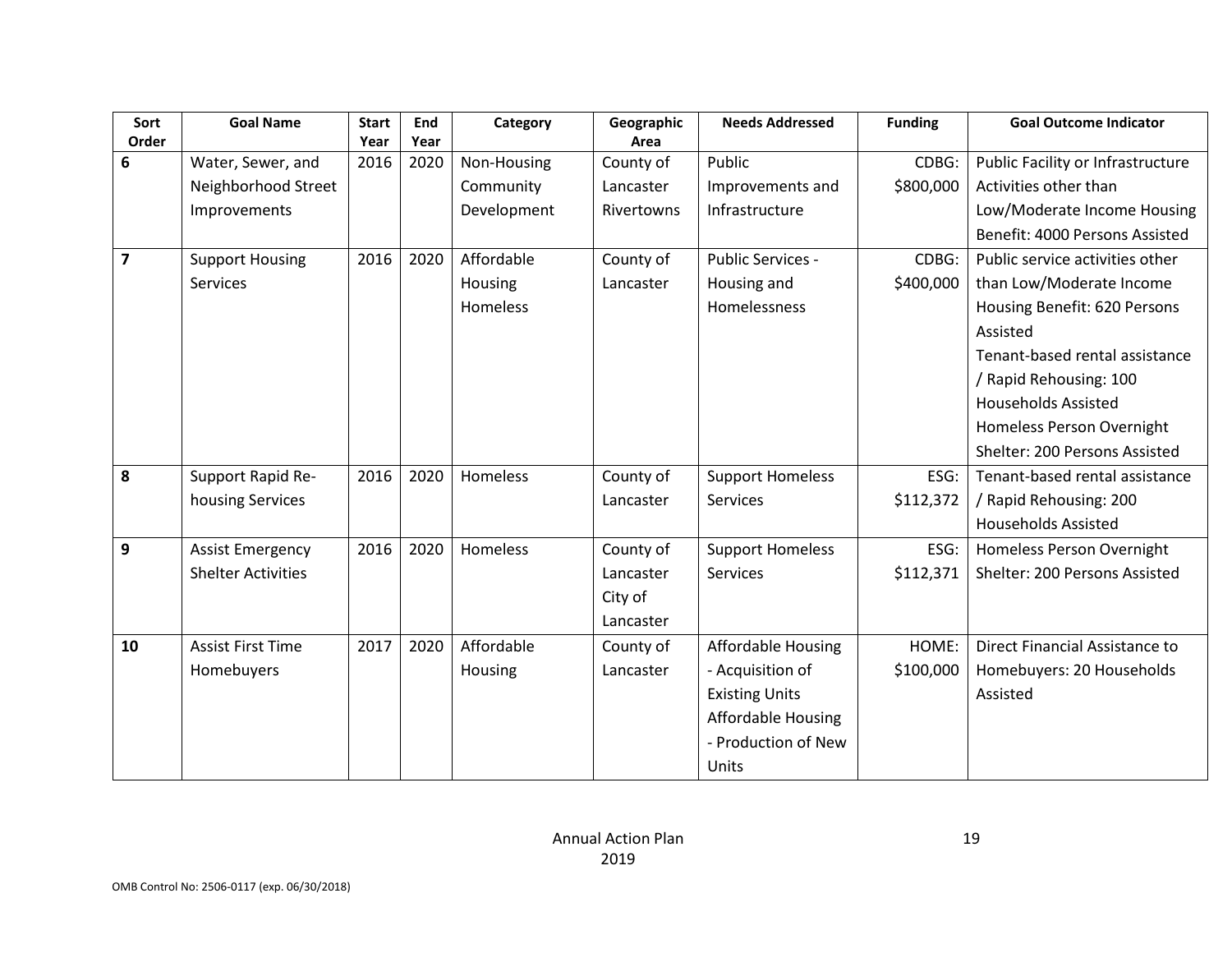| Sort Order | Goal Name | Start Year | End Year | Category | Geographic Area | Needs Addressed | Funding | Goal Outcome Indicator |
|---|---|---|---|---|---|---|---|---|
| 6 | Water, Sewer, and Neighborhood Street Improvements | 2016 | 2020 | Non-Housing Community Development | County of Lancaster Rivertowns | Public Improvements and Infrastructure | CDBG: $800,000 | Public Facility or Infrastructure Activities other than Low/Moderate Income Housing Benefit: 4000 Persons Assisted |
| 7 | Support Housing Services | 2016 | 2020 | Affordable Housing Homeless | County of Lancaster | Public Services - Housing and Homelessness | CDBG: $400,000 | Public service activities other than Low/Moderate Income Housing Benefit: 620 Persons Assisted<br>Tenant-based rental assistance / Rapid Rehousing: 100 Households Assisted<br>Homeless Person Overnight Shelter: 200 Persons Assisted |
| 8 | Support Rapid Re-housing Services | 2016 | 2020 | Homeless | County of Lancaster | Support Homeless Services | ESG: $112,372 | Tenant-based rental assistance / Rapid Rehousing: 200 Households Assisted |
| 9 | Assist Emergency Shelter Activities | 2016 | 2020 | Homeless | County of Lancaster City of Lancaster | Support Homeless Services | ESG: $112,371 | Homeless Person Overnight Shelter: 200 Persons Assisted |
| 10 | Assist First Time Homebuyers | 2017 | 2020 | Affordable Housing | County of Lancaster | Affordable Housing - Acquisition of Existing Units<br>Affordable Housing - Production of New Units | HOME: $100,000 | Direct Financial Assistance to Homebuyers: 20 Households Assisted |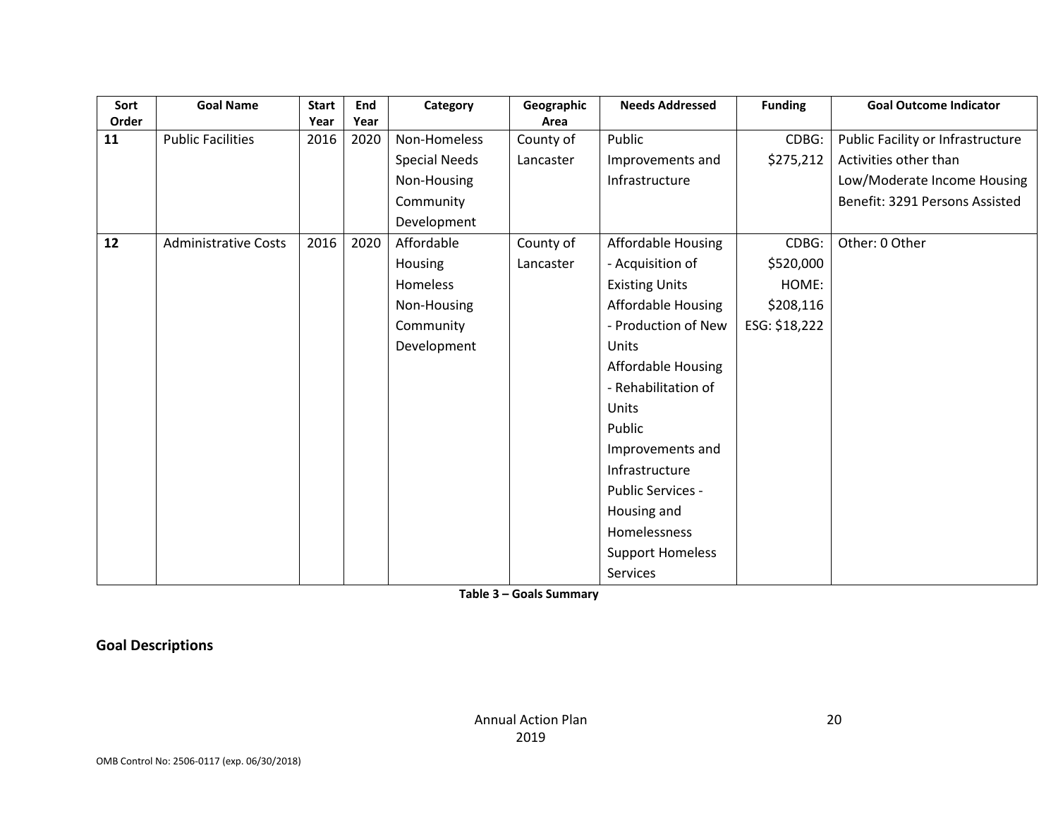| Sort Order | Goal Name | Start Year | End Year | Category | Geographic Area | Needs Addressed | Funding | Goal Outcome Indicator |
|---|---|---|---|---|---|---|---|---|
| 11 | Public Facilities | 2016 | 2020 | Non-Homeless Special Needs Non-Housing Community Development | County of Lancaster | Public Improvements and Infrastructure | CDBG: $275,212 | Public Facility or Infrastructure Activities other than Low/Moderate Income Housing Benefit: 3291 Persons Assisted |
| 12 | Administrative Costs | 2016 | 2020 | Affordable Housing Homeless Non-Housing Community Development | County of Lancaster | Affordable Housing - Acquisition of Existing Units Affordable Housing - Production of New Units Affordable Housing - Rehabilitation of Units Public Improvements and Infrastructure Public Services - Housing and Homelessness Support Homeless Services | CDBG: $520,000 HOME: $208,116 ESG: $18,222 | Other: 0 Other |

**Table 3 – Goals Summary**

## Goal Descriptions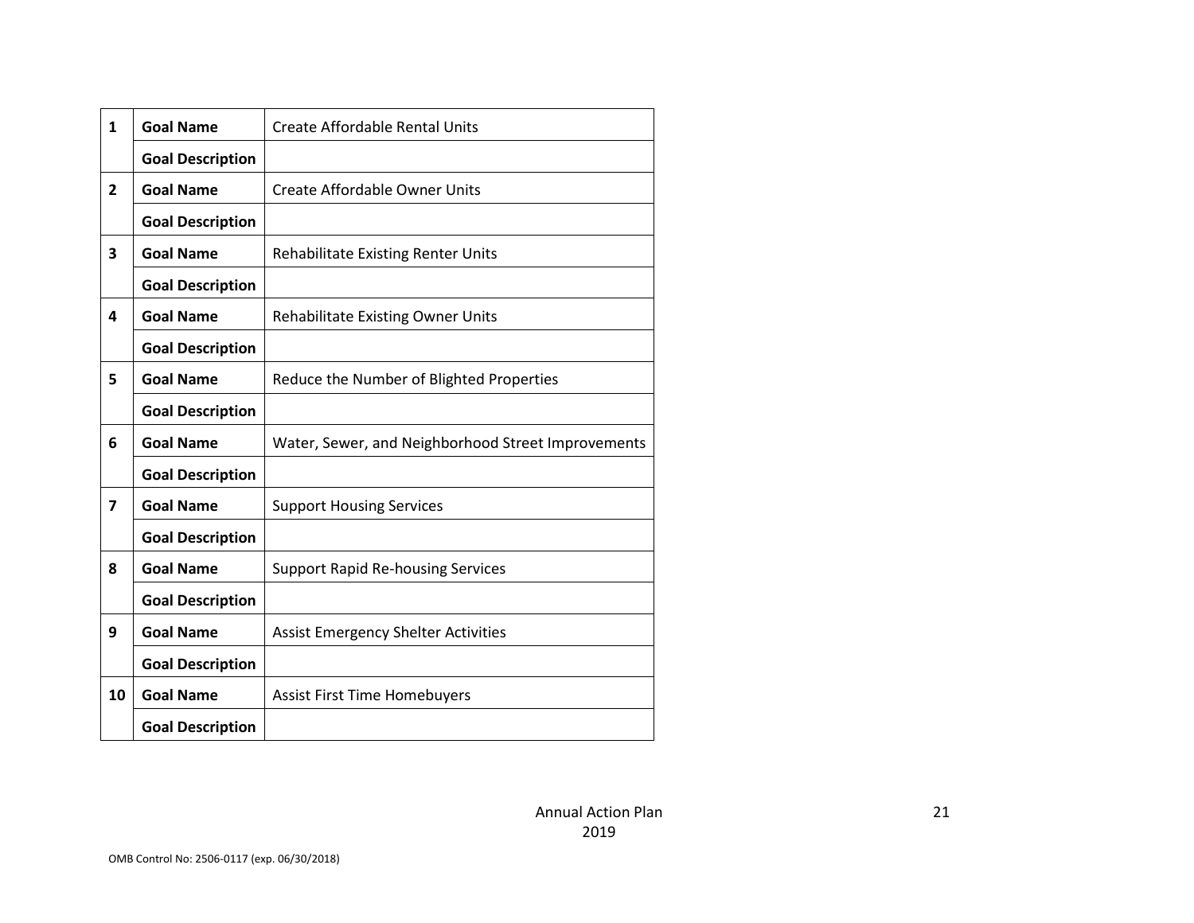| | | |
|---|---|---|
| 1 | **Goal Name** | Create Affordable Rental Units |
| | **Goal Description** | |
| 2 | **Goal Name** | Create Affordable Owner Units |
| | **Goal Description** | |
| 3 | **Goal Name** | Rehabilitate Existing Renter Units |
| | **Goal Description** | |
| 4 | **Goal Name** | Rehabilitate Existing Owner Units |
| | **Goal Description** | |
| 5 | **Goal Name** | Reduce the Number of Blighted Properties |
| | **Goal Description** | |
| 6 | **Goal Name** | Water, Sewer, and Neighborhood Street Improvements |
| | **Goal Description** | |
| 7 | **Goal Name** | Support Housing Services |
| | **Goal Description** | |
| 8 | **Goal Name** | Support Rapid Re-housing Services |
| | **Goal Description** | |
| 9 | **Goal Name** | Assist Emergency Shelter Activities |
| | **Goal Description** | |
| 10 | **Goal Name** | Assist First Time Homebuyers |
| | **Goal Description** | |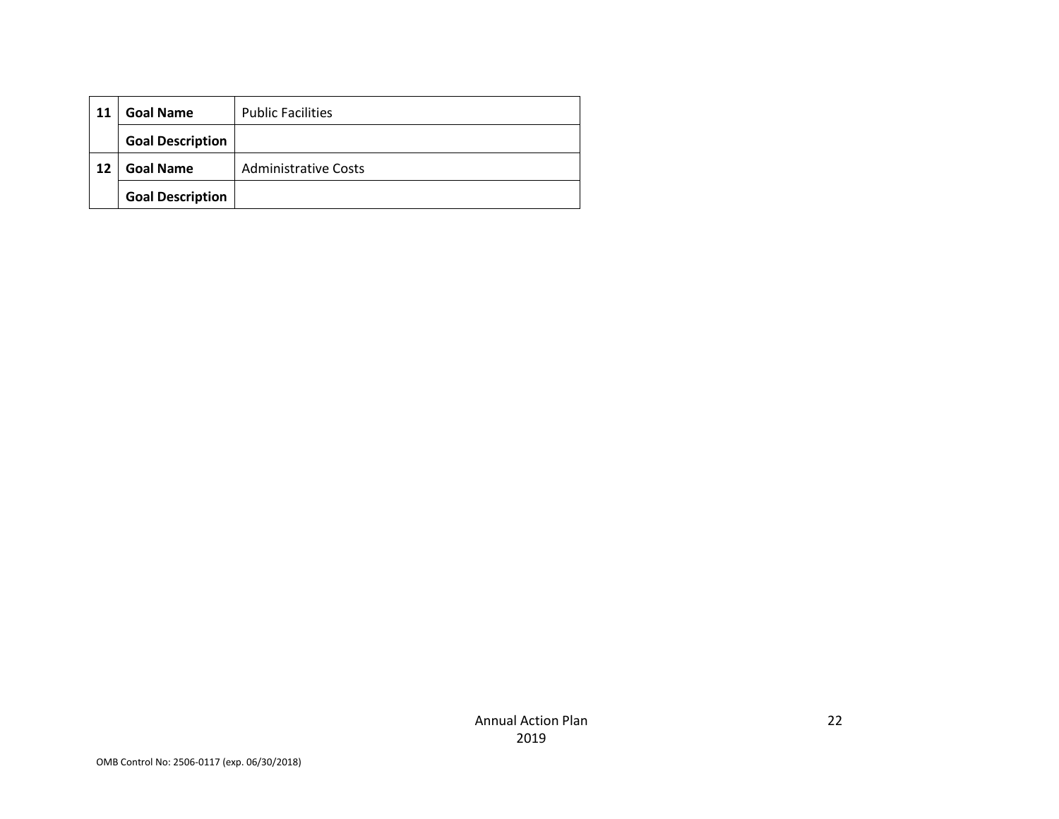| | | |
|---|---|---|
| 11 | **Goal Name** | Public Facilities |
| | **Goal Description** | |
| 12 | **Goal Name** | Administrative Costs |
| | **Goal Description** | |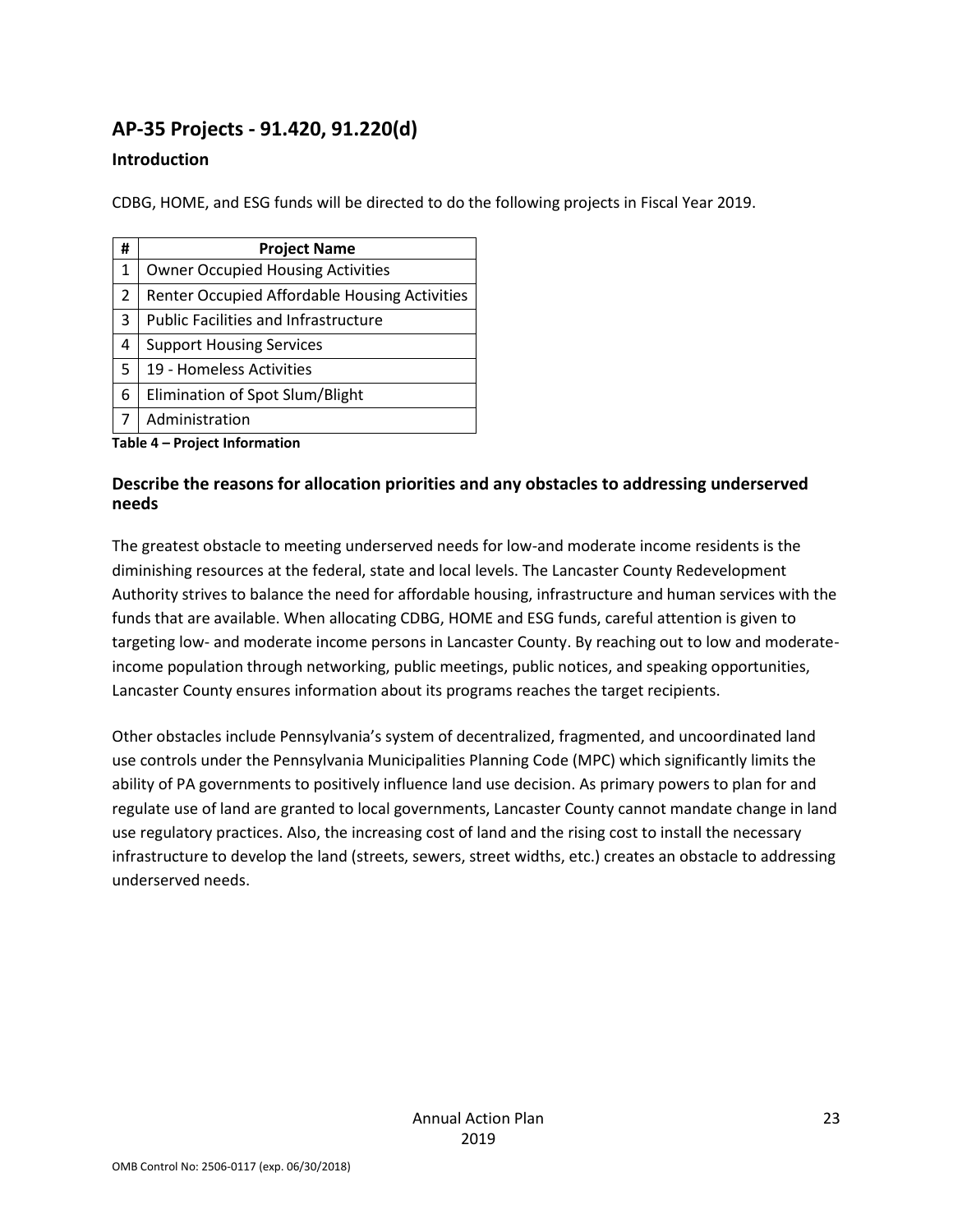## AP-35 Projects - 91.420, 91.220(d)

### Introduction

CDBG, HOME, and ESG funds will be directed to do the following projects in Fiscal Year 2019.

| # | Project Name |
|---|---|
| 1 | Owner Occupied Housing Activities |
| 2 | Renter Occupied Affordable Housing Activities |
| 3 | Public Facilities and Infrastructure |
| 4 | Support Housing Services |
| 5 | 19 - Homeless Activities |
| 6 | Elimination of Spot Slum/Blight |
| 7 | Administration |

**Table 4 – Project Information**

### Describe the reasons for allocation priorities and any obstacles to addressing underserved needs

The greatest obstacle to meeting underserved needs for low-and moderate income residents is the diminishing resources at the federal, state and local levels. The Lancaster County Redevelopment Authority strives to balance the need for affordable housing, infrastructure and human services with the funds that are available. When allocating CDBG, HOME and ESG funds, careful attention is given to targeting low- and moderate income persons in Lancaster County. By reaching out to low and moderate-income population through networking, public meetings, public notices, and speaking opportunities, Lancaster County ensures information about its programs reaches the target recipients.

Other obstacles include Pennsylvania's system of decentralized, fragmented, and uncoordinated land use controls under the Pennsylvania Municipalities Planning Code (MPC) which significantly limits the ability of PA governments to positively influence land use decision. As primary powers to plan for and regulate use of land are granted to local governments, Lancaster County cannot mandate change in land use regulatory practices. Also, the increasing cost of land and the rising cost to install the necessary infrastructure to develop the land (streets, sewers, street widths, etc.) creates an obstacle to addressing underserved needs.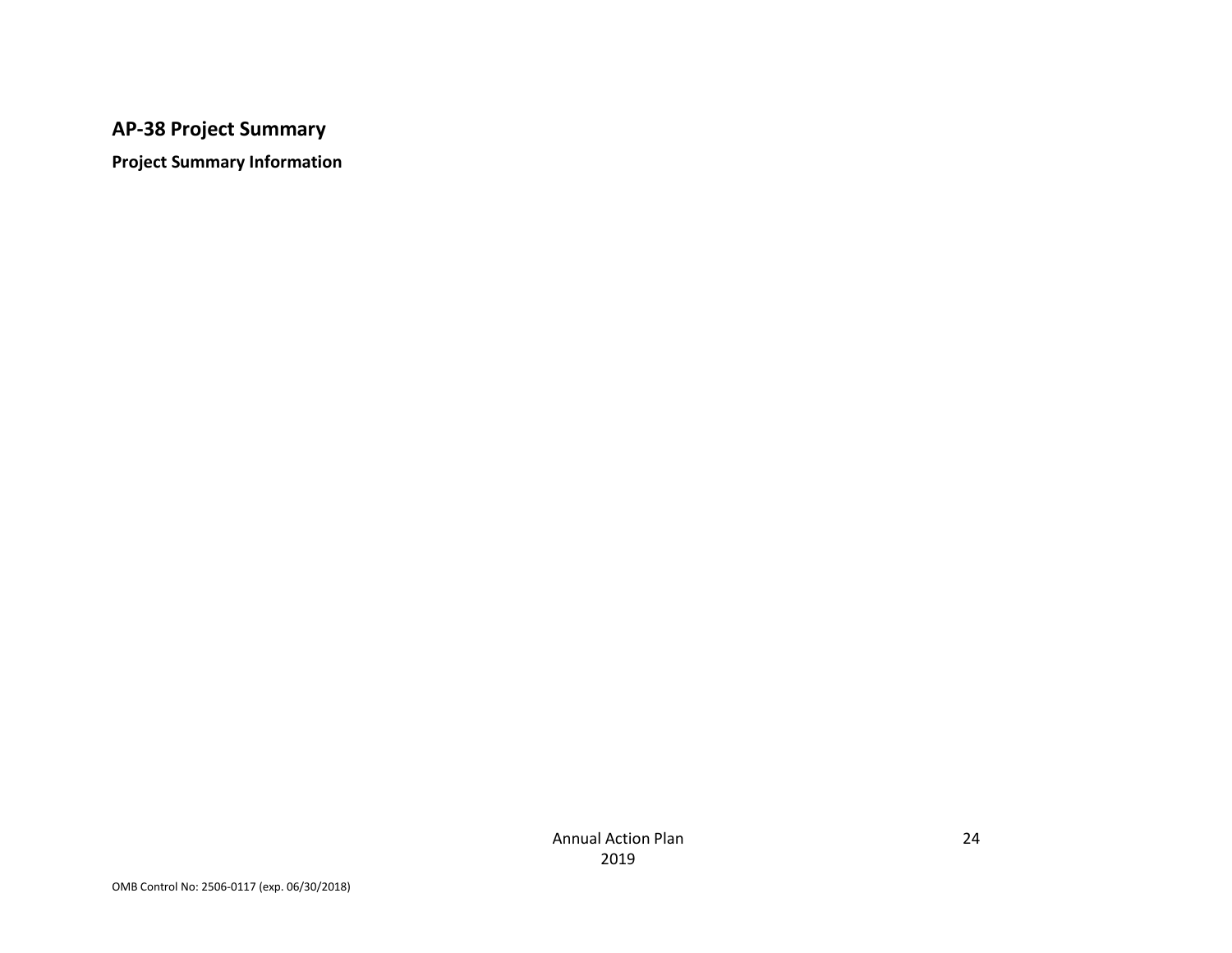## AP-38 Project Summary

**Project Summary Information**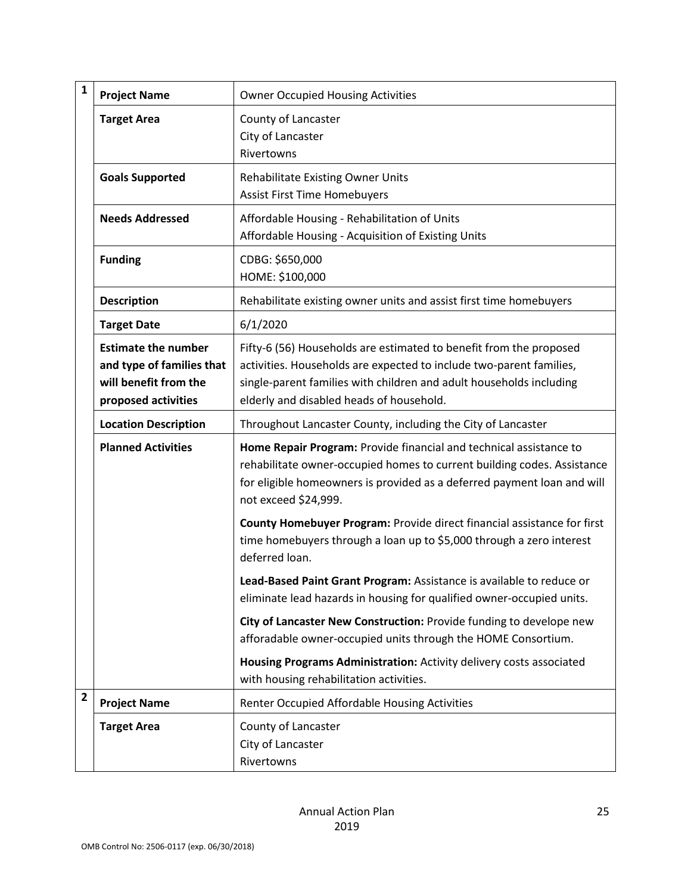| # | Field | Details |
|---|---|---|
| 1 | **Project Name** | Owner Occupied Housing Activities |
| | **Target Area** | County of Lancaster<br>City of Lancaster<br>Rivertowns |
| | **Goals Supported** | Rehabilitate Existing Owner Units<br>Assist First Time Homebuyers |
| | **Needs Addressed** | Affordable Housing - Rehabilitation of Units<br>Affordable Housing - Acquisition of Existing Units |
| | **Funding** | CDBG: $650,000<br>HOME: $100,000 |
| | **Description** | Rehabilitate existing owner units and assist first time homebuyers |
| | **Target Date** | 6/1/2020 |
| | **Estimate the number and type of families that will benefit from the proposed activities** | Fifty-6 (56) Households are estimated to benefit from the proposed activities. Households are expected to include two-parent families, single-parent families with children and adult households including elderly and disabled heads of household. |
| | **Location Description** | Throughout Lancaster County, including the City of Lancaster |
| | **Planned Activities** | **Home Repair Program:** Provide financial and technical assistance to rehabilitate owner-occupied homes to current building codes. Assistance for eligible homeowners is provided as a deferred payment loan and will not exceed $24,999.<br><br>**County Homebuyer Program:** Provide direct financial assistance for first time homebuyers through a loan up to $5,000 through a zero interest deferred loan.<br><br>**Lead-Based Paint Grant Program:** Assistance is available to reduce or eliminate lead hazards in housing for qualified owner-occupied units.<br><br>**City of Lancaster New Construction:** Provide funding to develope new afforadable owner-occupied units through the HOME Consortium.<br><br>**Housing Programs Administration:** Activity delivery costs associated with housing rehabilitation activities. |
| 2 | **Project Name** | Renter Occupied Affordable Housing Activities |
| | **Target Area** | County of Lancaster<br>City of Lancaster<br>Rivertowns |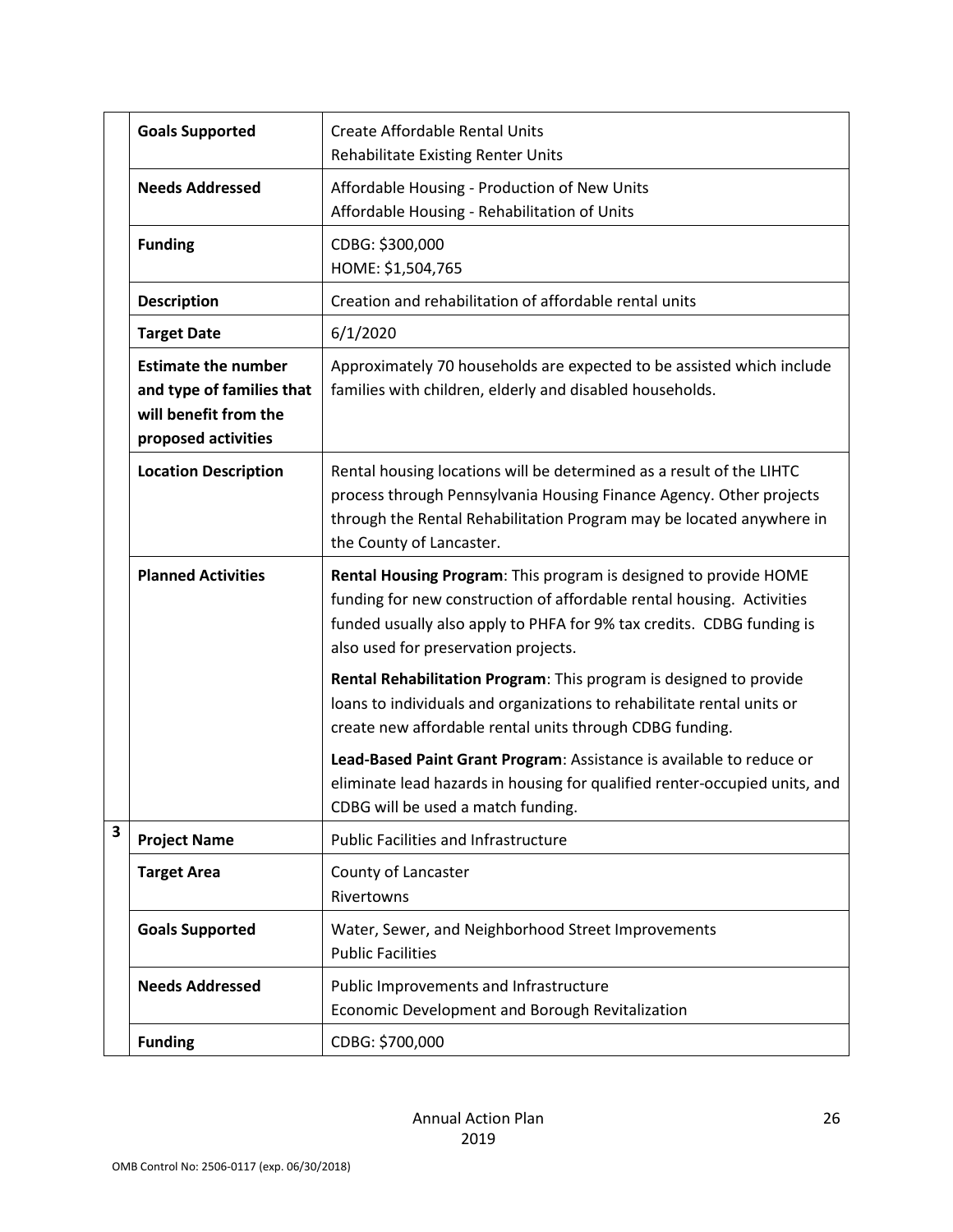| | | |
|---|---|---|
| | **Goals Supported** | Create Affordable Rental Units<br>Rehabilitate Existing Renter Units |
| | **Needs Addressed** | Affordable Housing - Production of New Units<br>Affordable Housing - Rehabilitation of Units |
| | **Funding** | CDBG: $300,000<br>HOME: $1,504,765 |
| | **Description** | Creation and rehabilitation of affordable rental units |
| | **Target Date** | 6/1/2020 |
| | **Estimate the number and type of families that will benefit from the proposed activities** | Approximately 70 households are expected to be assisted which include families with children, elderly and disabled households. |
| | **Location Description** | Rental housing locations will be determined as a result of the LIHTC process through Pennsylvania Housing Finance Agency. Other projects through the Rental Rehabilitation Program may be located anywhere in the County of Lancaster. |
| | **Planned Activities** | **Rental Housing Program**: This program is designed to provide HOME funding for new construction of affordable rental housing. Activities funded usually also apply to PHFA for 9% tax credits. CDBG funding is also used for preservation projects.<br><br>**Rental Rehabilitation Program**: This program is designed to provide loans to individuals and organizations to rehabilitate rental units or create new affordable rental units through CDBG funding.<br><br>**Lead-Based Paint Grant Program**: Assistance is available to reduce or eliminate lead hazards in housing for qualified renter-occupied units, and CDBG will be used a match funding. |
| **3** | **Project Name** | Public Facilities and Infrastructure |
| | **Target Area** | County of Lancaster<br>Rivertowns |
| | **Goals Supported** | Water, Sewer, and Neighborhood Street Improvements<br>Public Facilities |
| | **Needs Addressed** | Public Improvements and Infrastructure<br>Economic Development and Borough Revitalization |
| | **Funding** | CDBG: $700,000 |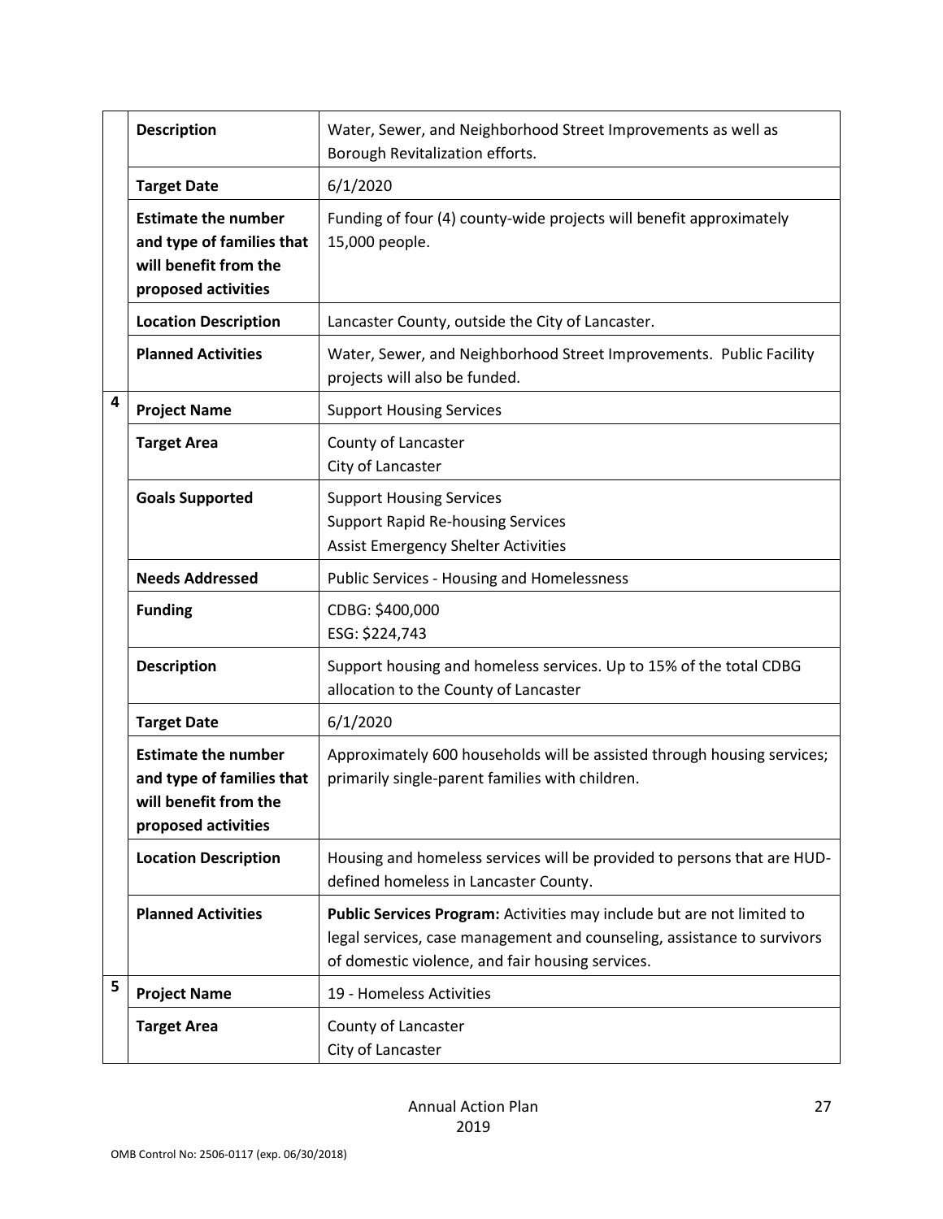| | | |
|---|---|---|
| | **Description** | Water, Sewer, and Neighborhood Street Improvements as well as Borough Revitalization efforts. |
| | **Target Date** | 6/1/2020 |
| | **Estimate the number and type of families that will benefit from the proposed activities** | Funding of four (4) county-wide projects will benefit approximately 15,000 people. |
| | **Location Description** | Lancaster County, outside the City of Lancaster. |
| | **Planned Activities** | Water, Sewer, and Neighborhood Street Improvements. Public Facility projects will also be funded. |
| 4 | **Project Name** | Support Housing Services |
| | **Target Area** | County of Lancaster<br>City of Lancaster |
| | **Goals Supported** | Support Housing Services<br>Support Rapid Re-housing Services<br>Assist Emergency Shelter Activities |
| | **Needs Addressed** | Public Services - Housing and Homelessness |
| | **Funding** | CDBG: $400,000<br>ESG: $224,743 |
| | **Description** | Support housing and homeless services. Up to 15% of the total CDBG allocation to the County of Lancaster |
| | **Target Date** | 6/1/2020 |
| | **Estimate the number and type of families that will benefit from the proposed activities** | Approximately 600 households will be assisted through housing services; primarily single-parent families with children. |
| | **Location Description** | Housing and homeless services will be provided to persons that are HUD-defined homeless in Lancaster County. |
| | **Planned Activities** | **Public Services Program:** Activities may include but are not limited to legal services, case management and counseling, assistance to survivors of domestic violence, and fair housing services. |
| 5 | **Project Name** | 19 - Homeless Activities |
| | **Target Area** | County of Lancaster<br>City of Lancaster |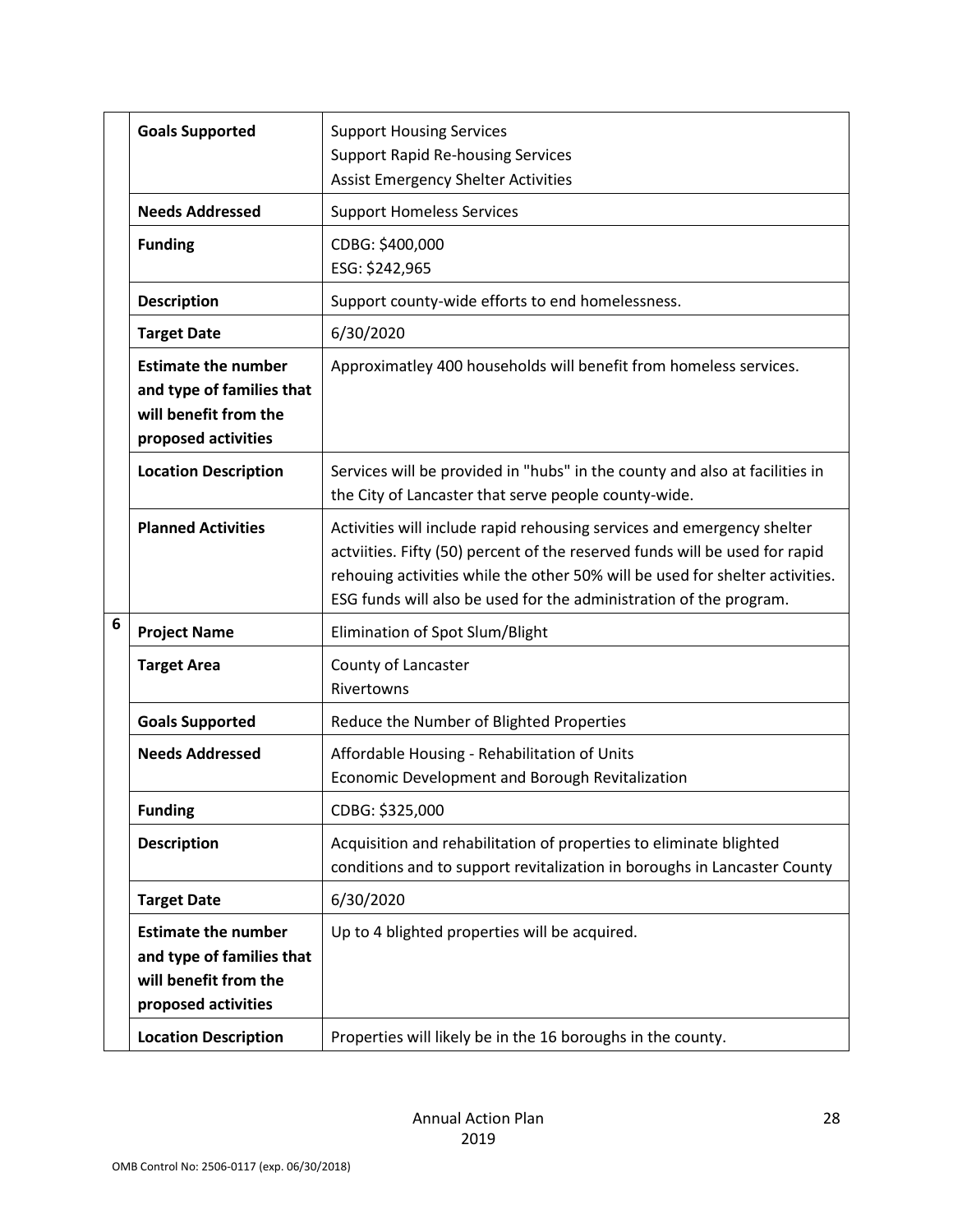| | | |
|---|---|---|
| | **Goals Supported** | Support Housing Services<br>Support Rapid Re-housing Services<br>Assist Emergency Shelter Activities |
| | **Needs Addressed** | Support Homeless Services |
| | **Funding** | CDBG: $400,000<br>ESG: $242,965 |
| | **Description** | Support county-wide efforts to end homelessness. |
| | **Target Date** | 6/30/2020 |
| | **Estimate the number and type of families that will benefit from the proposed activities** | Approximatley 400 households will benefit from homeless services. |
| | **Location Description** | Services will be provided in "hubs" in the county and also at facilities in the City of Lancaster that serve people county-wide. |
| | **Planned Activities** | Activities will include rapid rehousing services and emergency shelter actviities. Fifty (50) percent of the reserved funds will be used for rapid rehouing activities while the other 50% will be used for shelter activities. ESG funds will also be used for the administration of the program. |
| 6 | **Project Name** | Elimination of Spot Slum/Blight |
| | **Target Area** | County of Lancaster<br>Rivertowns |
| | **Goals Supported** | Reduce the Number of Blighted Properties |
| | **Needs Addressed** | Affordable Housing - Rehabilitation of Units<br>Economic Development and Borough Revitalization |
| | **Funding** | CDBG: $325,000 |
| | **Description** | Acquisition and rehabilitation of properties to eliminate blighted conditions and to support revitalization in boroughs in Lancaster County |
| | **Target Date** | 6/30/2020 |
| | **Estimate the number and type of families that will benefit from the proposed activities** | Up to 4 blighted properties will be acquired. |
| | **Location Description** | Properties will likely be in the 16 boroughs in the county. |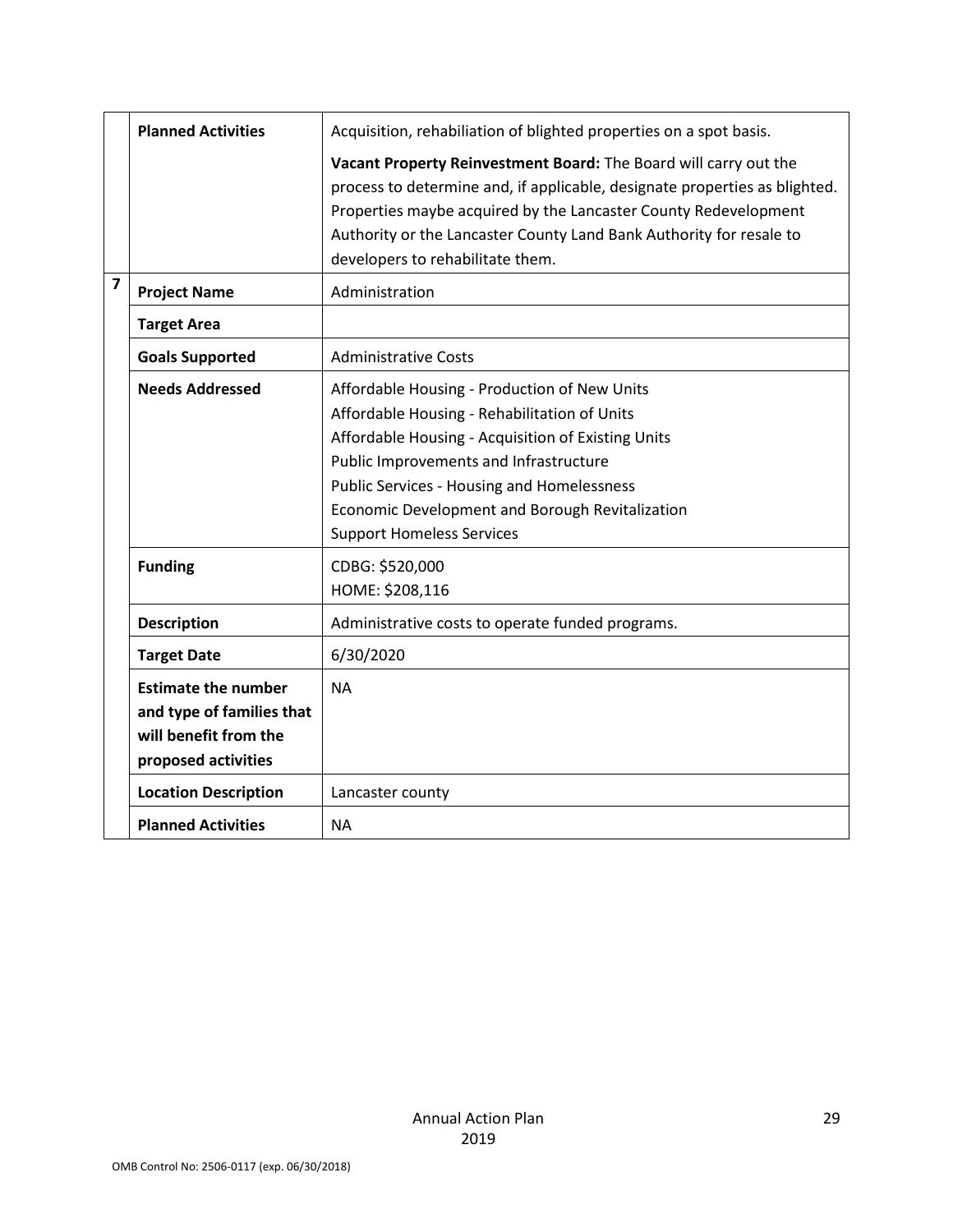| | | |
|---|---|---|
| | **Planned Activities** | Acquisition, rehabiliation of blighted properties on a spot basis.<br><br>**Vacant Property Reinvestment Board:** The Board will carry out the process to determine and, if applicable, designate properties as blighted. Properties maybe acquired by the Lancaster County Redevelopment Authority or the Lancaster County Land Bank Authority for resale to developers to rehabilitate them. |
| **7** | **Project Name** | Administration |
| | **Target Area** | |
| | **Goals Supported** | Administrative Costs |
| | **Needs Addressed** | Affordable Housing - Production of New Units<br>Affordable Housing - Rehabilitation of Units<br>Affordable Housing - Acquisition of Existing Units<br>Public Improvements and Infrastructure<br>Public Services - Housing and Homelessness<br>Economic Development and Borough Revitalization<br>Support Homeless Services |
| | **Funding** | CDBG: $520,000<br>HOME: $208,116 |
| | **Description** | Administrative costs to operate funded programs. |
| | **Target Date** | 6/30/2020 |
| | **Estimate the number and type of families that will benefit from the proposed activities** | NA |
| | **Location Description** | Lancaster county |
| | **Planned Activities** | NA |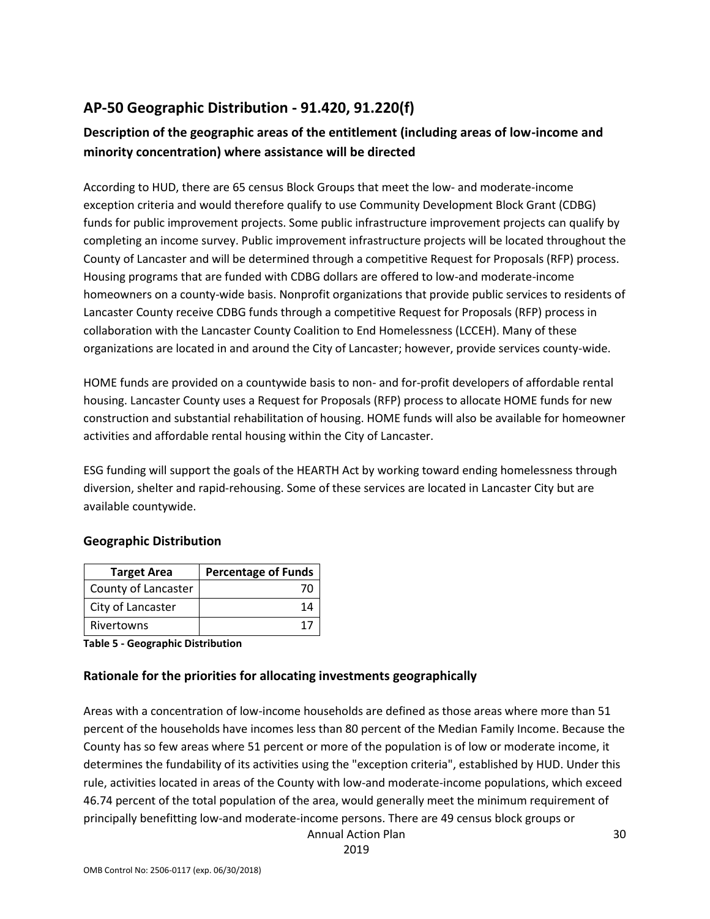## AP-50 Geographic Distribution - 91.420, 91.220(f)

### Description of the geographic areas of the entitlement (including areas of low-income and minority concentration) where assistance will be directed

According to HUD, there are 65 census Block Groups that meet the low- and moderate-income exception criteria and would therefore qualify to use Community Development Block Grant (CDBG) funds for public improvement projects. Some public infrastructure improvement projects can qualify by completing an income survey. Public improvement infrastructure projects will be located throughout the County of Lancaster and will be determined through a competitive Request for Proposals (RFP) process. Housing programs that are funded with CDBG dollars are offered to low-and moderate-income homeowners on a county-wide basis. Nonprofit organizations that provide public services to residents of Lancaster County receive CDBG funds through a competitive Request for Proposals (RFP) process in collaboration with the Lancaster County Coalition to End Homelessness (LCCEH). Many of these organizations are located in and around the City of Lancaster; however, provide services county-wide.

HOME funds are provided on a countywide basis to non- and for-profit developers of affordable rental housing. Lancaster County uses a Request for Proposals (RFP) process to allocate HOME funds for new construction and substantial rehabilitation of housing. HOME funds will also be available for homeowner activities and affordable rental housing within the City of Lancaster.

ESG funding will support the goals of the HEARTH Act by working toward ending homelessness through diversion, shelter and rapid-rehousing. Some of these services are located in Lancaster City but are available countywide.

### Geographic Distribution

| Target Area | Percentage of Funds |
|---|---|
| County of Lancaster | 70 |
| City of Lancaster | 14 |
| Rivertowns | 17 |

**Table 5 - Geographic Distribution**

### Rationale for the priorities for allocating investments geographically

Areas with a concentration of low-income households are defined as those areas where more than 51 percent of the households have incomes less than 80 percent of the Median Family Income. Because the County has so few areas where 51 percent or more of the population is of low or moderate income, it determines the fundability of its activities using the "exception criteria", established by HUD. Under this rule, activities located in areas of the County with low-and moderate-income populations, which exceed 46.74 percent of the total population of the area, would generally meet the minimum requirement of principally benefitting low-and moderate-income persons. There are 49 census block groups or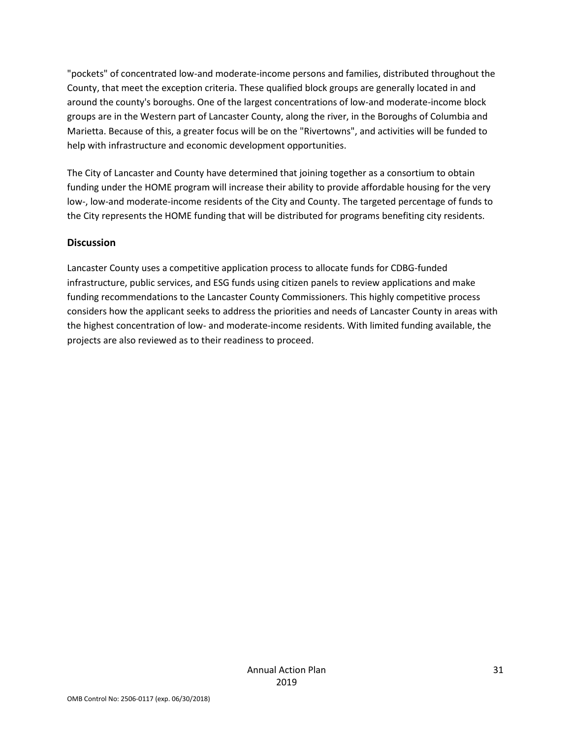"pockets" of concentrated low-and moderate-income persons and families, distributed throughout the County, that meet the exception criteria. These qualified block groups are generally located in and around the county's boroughs. One of the largest concentrations of low-and moderate-income block groups are in the Western part of Lancaster County, along the river, in the Boroughs of Columbia and Marietta. Because of this, a greater focus will be on the "Rivertowns", and activities will be funded to help with infrastructure and economic development opportunities.

The City of Lancaster and County have determined that joining together as a consortium to obtain funding under the HOME program will increase their ability to provide affordable housing for the very low-, low-and moderate-income residents of the City and County. The targeted percentage of funds to the City represents the HOME funding that will be distributed for programs benefiting city residents.

## Discussion

Lancaster County uses a competitive application process to allocate funds for CDBG-funded infrastructure, public services, and ESG funds using citizen panels to review applications and make funding recommendations to the Lancaster County Commissioners. This highly competitive process considers how the applicant seeks to address the priorities and needs of Lancaster County in areas with the highest concentration of low- and moderate-income residents. With limited funding available, the projects are also reviewed as to their readiness to proceed.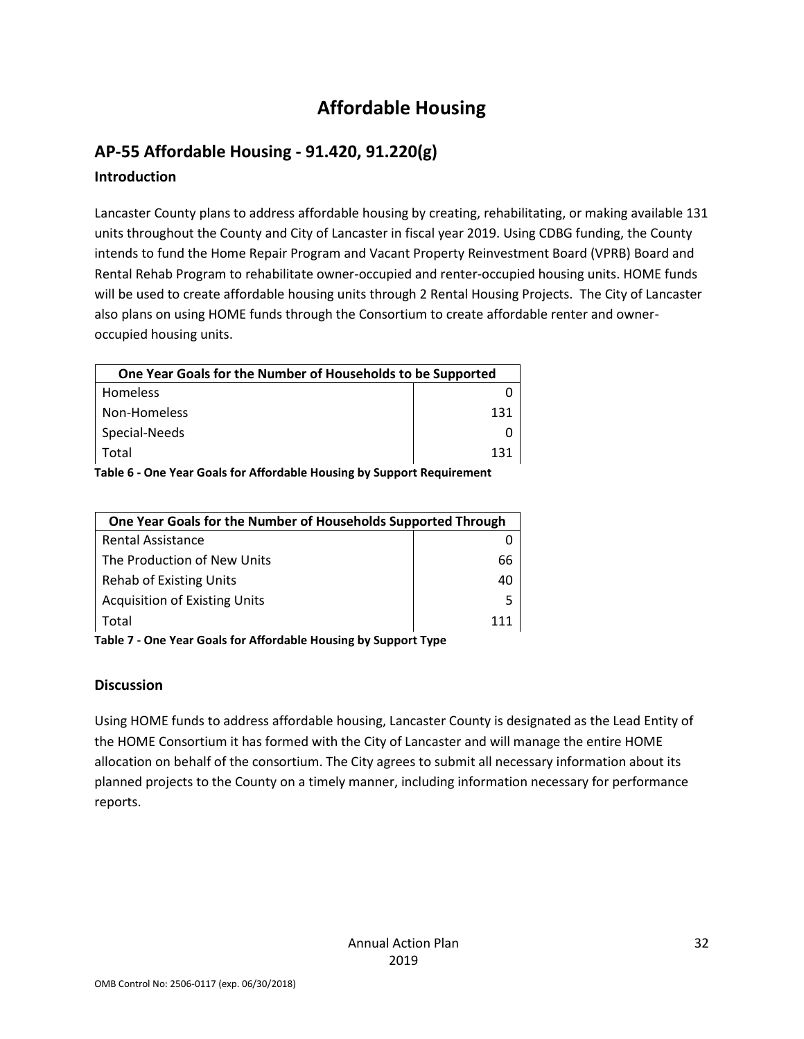# Affordable Housing

## AP-55 Affordable Housing - 91.420, 91.220(g)

### Introduction

Lancaster County plans to address affordable housing by creating, rehabilitating, or making available 131 units throughout the County and City of Lancaster in fiscal year 2019. Using CDBG funding, the County intends to fund the Home Repair Program and Vacant Property Reinvestment Board (VPRB) Board and Rental Rehab Program to rehabilitate owner-occupied and renter-occupied housing units. HOME funds will be used to create affordable housing units through 2 Rental Housing Projects. The City of Lancaster also plans on using HOME funds through the Consortium to create affordable renter and owner-occupied housing units.

| One Year Goals for the Number of Households to be Supported | |
|---|---|
| Homeless | 0 |
| Non-Homeless | 131 |
| Special-Needs | 0 |
| Total | 131 |

**Table 6 - One Year Goals for Affordable Housing by Support Requirement**

| One Year Goals for the Number of Households Supported Through | |
|---|---|
| Rental Assistance | 0 |
| The Production of New Units | 66 |
| Rehab of Existing Units | 40 |
| Acquisition of Existing Units | 5 |
| Total | 111 |

**Table 7 - One Year Goals for Affordable Housing by Support Type**

### Discussion

Using HOME funds to address affordable housing, Lancaster County is designated as the Lead Entity of the HOME Consortium it has formed with the City of Lancaster and will manage the entire HOME allocation on behalf of the consortium. The City agrees to submit all necessary information about its planned projects to the County on a timely manner, including information necessary for performance reports.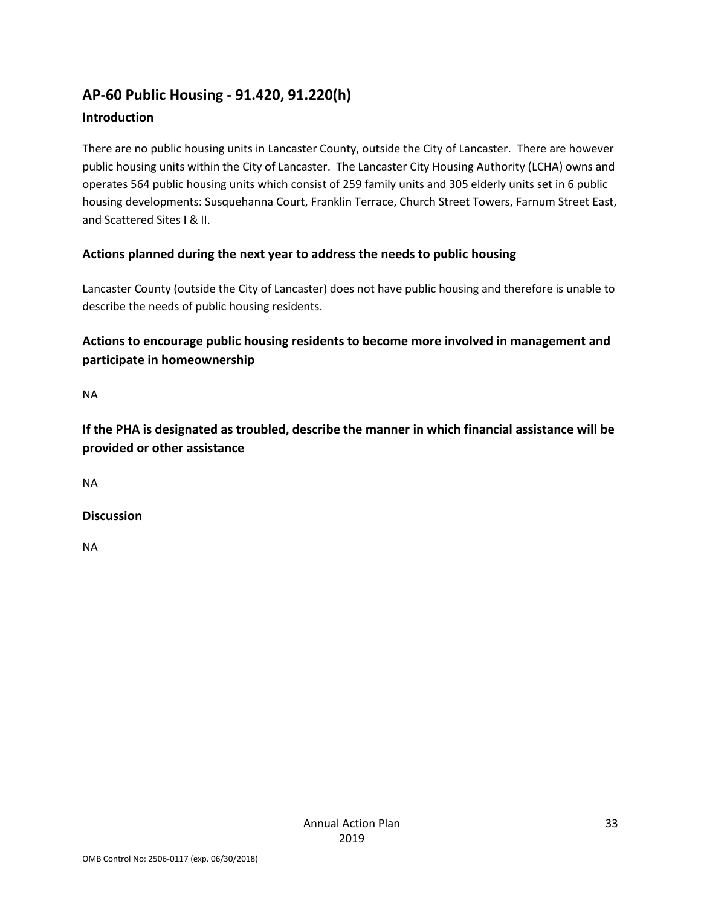## AP-60 Public Housing - 91.420, 91.220(h)

### Introduction

There are no public housing units in Lancaster County, outside the City of Lancaster. There are however public housing units within the City of Lancaster. The Lancaster City Housing Authority (LCHA) owns and operates 564 public housing units which consist of 259 family units and 305 elderly units set in 6 public housing developments: Susquehanna Court, Franklin Terrace, Church Street Towers, Farnum Street East, and Scattered Sites I & II.

### Actions planned during the next year to address the needs to public housing

Lancaster County (outside the City of Lancaster) does not have public housing and therefore is unable to describe the needs of public housing residents.

### Actions to encourage public housing residents to become more involved in management and participate in homeownership

NA

### If the PHA is designated as troubled, describe the manner in which financial assistance will be provided or other assistance

NA

### Discussion

NA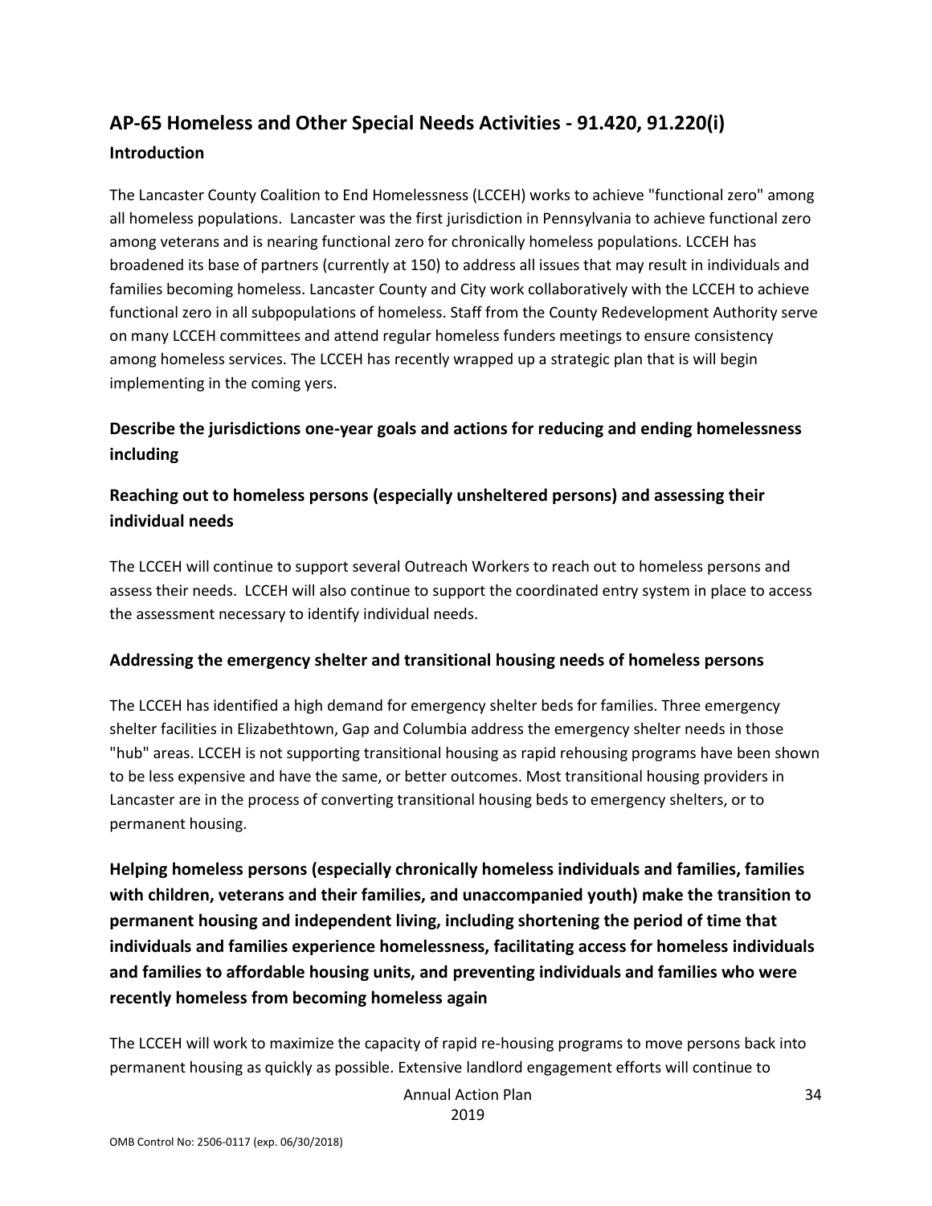## AP-65 Homeless and Other Special Needs Activities - 91.420, 91.220(i)

### Introduction

The Lancaster County Coalition to End Homelessness (LCCEH) works to achieve "functional zero" among all homeless populations. Lancaster was the first jurisdiction in Pennsylvania to achieve functional zero among veterans and is nearing functional zero for chronically homeless populations. LCCEH has broadened its base of partners (currently at 150) to address all issues that may result in individuals and families becoming homeless. Lancaster County and City work collaboratively with the LCCEH to achieve functional zero in all subpopulations of homeless. Staff from the County Redevelopment Authority serve on many LCCEH committees and attend regular homeless funders meetings to ensure consistency among homeless services. The LCCEH has recently wrapped up a strategic plan that is will begin implementing in the coming yers.

### Describe the jurisdictions one-year goals and actions for reducing and ending homelessness including

### Reaching out to homeless persons (especially unsheltered persons) and assessing their individual needs

The LCCEH will continue to support several Outreach Workers to reach out to homeless persons and assess their needs. LCCEH will also continue to support the coordinated entry system in place to access the assessment necessary to identify individual needs.

### Addressing the emergency shelter and transitional housing needs of homeless persons

The LCCEH has identified a high demand for emergency shelter beds for families. Three emergency shelter facilities in Elizabethtown, Gap and Columbia address the emergency shelter needs in those "hub" areas. LCCEH is not supporting transitional housing as rapid rehousing programs have been shown to be less expensive and have the same, or better outcomes. Most transitional housing providers in Lancaster are in the process of converting transitional housing beds to emergency shelters, or to permanent housing.

### Helping homeless persons (especially chronically homeless individuals and families, families with children, veterans and their families, and unaccompanied youth) make the transition to permanent housing and independent living, including shortening the period of time that individuals and families experience homelessness, facilitating access for homeless individuals and families to affordable housing units, and preventing individuals and families who were recently homeless from becoming homeless again

The LCCEH will work to maximize the capacity of rapid re-housing programs to move persons back into permanent housing as quickly as possible. Extensive landlord engagement efforts will continue to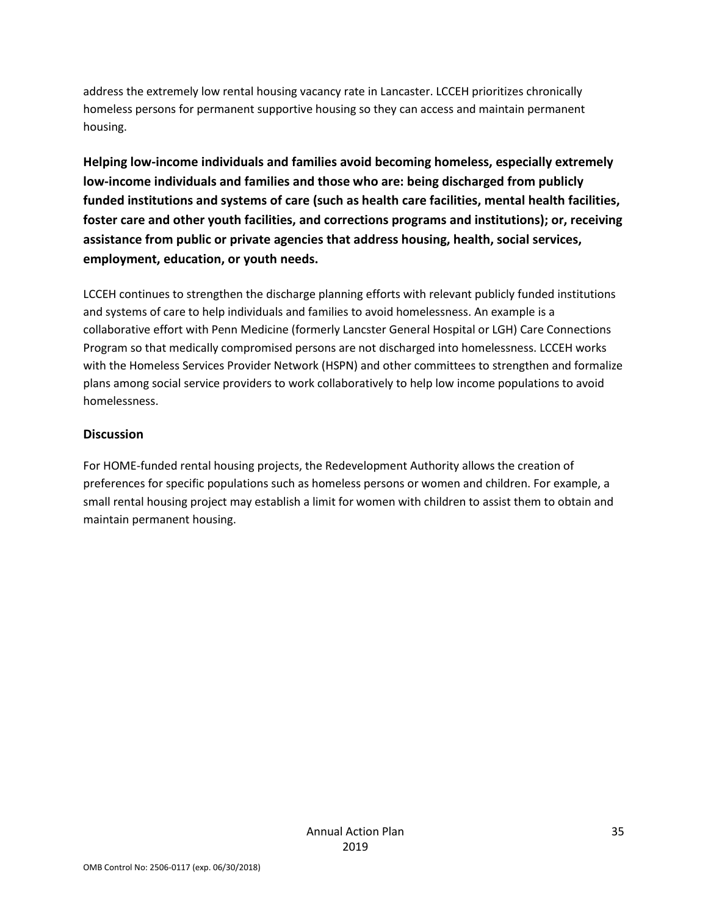address the extremely low rental housing vacancy rate in Lancaster. LCCEH prioritizes chronically homeless persons for permanent supportive housing so they can access and maintain permanent housing.

**Helping low-income individuals and families avoid becoming homeless, especially extremely low-income individuals and families and those who are: being discharged from publicly funded institutions and systems of care (such as health care facilities, mental health facilities, foster care and other youth facilities, and corrections programs and institutions); or, receiving assistance from public or private agencies that address housing, health, social services, employment, education, or youth needs.**

LCCEH continues to strengthen the discharge planning efforts with relevant publicly funded institutions and systems of care to help individuals and families to avoid homelessness. An example is a collaborative effort with Penn Medicine (formerly Lancster General Hospital or LGH) Care Connections Program so that medically compromised persons are not discharged into homelessness. LCCEH works with the Homeless Services Provider Network (HSPN) and other committees to strengthen and formalize plans among social service providers to work collaboratively to help low income populations to avoid homelessness.

### Discussion

For HOME-funded rental housing projects, the Redevelopment Authority allows the creation of preferences for specific populations such as homeless persons or women and children. For example, a small rental housing project may establish a limit for women with children to assist them to obtain and maintain permanent housing.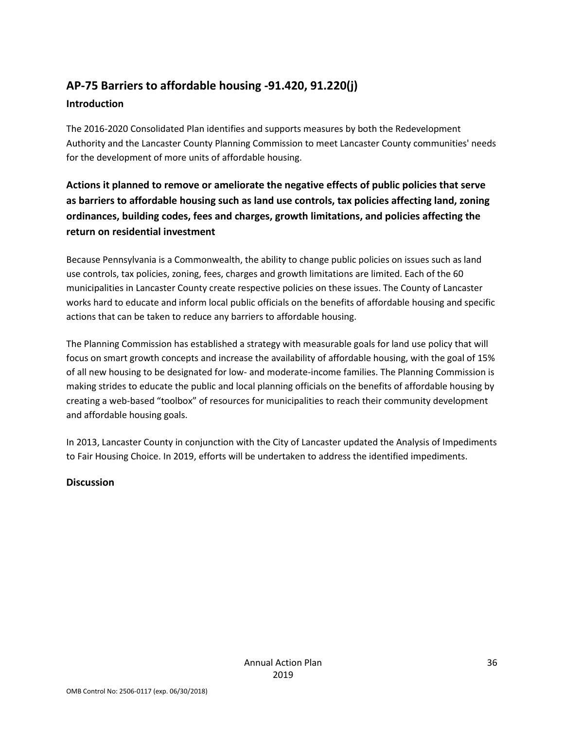## AP-75 Barriers to affordable housing -91.420, 91.220(j)

### Introduction

The 2016-2020 Consolidated Plan identifies and supports measures by both the Redevelopment Authority and the Lancaster County Planning Commission to meet Lancaster County communities' needs for the development of more units of affordable housing.

### Actions it planned to remove or ameliorate the negative effects of public policies that serve as barriers to affordable housing such as land use controls, tax policies affecting land, zoning ordinances, building codes, fees and charges, growth limitations, and policies affecting the return on residential investment

Because Pennsylvania is a Commonwealth, the ability to change public policies on issues such as land use controls, tax policies, zoning, fees, charges and growth limitations are limited. Each of the 60 municipalities in Lancaster County create respective policies on these issues. The County of Lancaster works hard to educate and inform local public officials on the benefits of affordable housing and specific actions that can be taken to reduce any barriers to affordable housing.

The Planning Commission has established a strategy with measurable goals for land use policy that will focus on smart growth concepts and increase the availability of affordable housing, with the goal of 15% of all new housing to be designated for low- and moderate-income families. The Planning Commission is making strides to educate the public and local planning officials on the benefits of affordable housing by creating a web-based “toolbox” of resources for municipalities to reach their community development and affordable housing goals.

In 2013, Lancaster County in conjunction with the City of Lancaster updated the Analysis of Impediments to Fair Housing Choice. In 2019, efforts will be undertaken to address the identified impediments.

### Discussion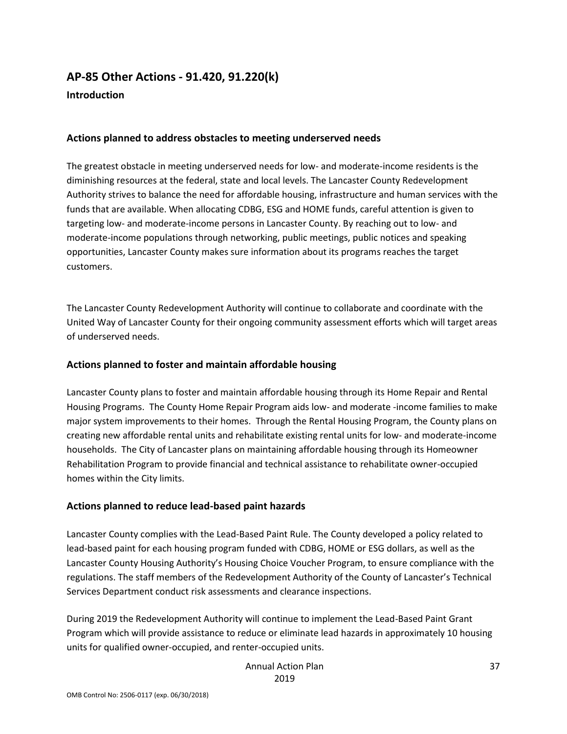## AP-85 Other Actions - 91.420, 91.220(k)

### Introduction

### Actions planned to address obstacles to meeting underserved needs

The greatest obstacle in meeting underserved needs for low- and moderate-income residents is the diminishing resources at the federal, state and local levels. The Lancaster County Redevelopment Authority strives to balance the need for affordable housing, infrastructure and human services with the funds that are available. When allocating CDBG, ESG and HOME funds, careful attention is given to targeting low- and moderate-income persons in Lancaster County. By reaching out to low- and moderate-income populations through networking, public meetings, public notices and speaking opportunities, Lancaster County makes sure information about its programs reaches the target customers.

The Lancaster County Redevelopment Authority will continue to collaborate and coordinate with the United Way of Lancaster County for their ongoing community assessment efforts which will target areas of underserved needs.

### Actions planned to foster and maintain affordable housing

Lancaster County plans to foster and maintain affordable housing through its Home Repair and Rental Housing Programs. The County Home Repair Program aids low- and moderate -income families to make major system improvements to their homes. Through the Rental Housing Program, the County plans on creating new affordable rental units and rehabilitate existing rental units for low- and moderate-income households. The City of Lancaster plans on maintaining affordable housing through its Homeowner Rehabilitation Program to provide financial and technical assistance to rehabilitate owner-occupied homes within the City limits.

### Actions planned to reduce lead-based paint hazards

Lancaster County complies with the Lead-Based Paint Rule. The County developed a policy related to lead-based paint for each housing program funded with CDBG, HOME or ESG dollars, as well as the Lancaster County Housing Authority's Housing Choice Voucher Program, to ensure compliance with the regulations. The staff members of the Redevelopment Authority of the County of Lancaster's Technical Services Department conduct risk assessments and clearance inspections.

During 2019 the Redevelopment Authority will continue to implement the Lead-Based Paint Grant Program which will provide assistance to reduce or eliminate lead hazards in approximately 10 housing units for qualified owner-occupied, and renter-occupied units.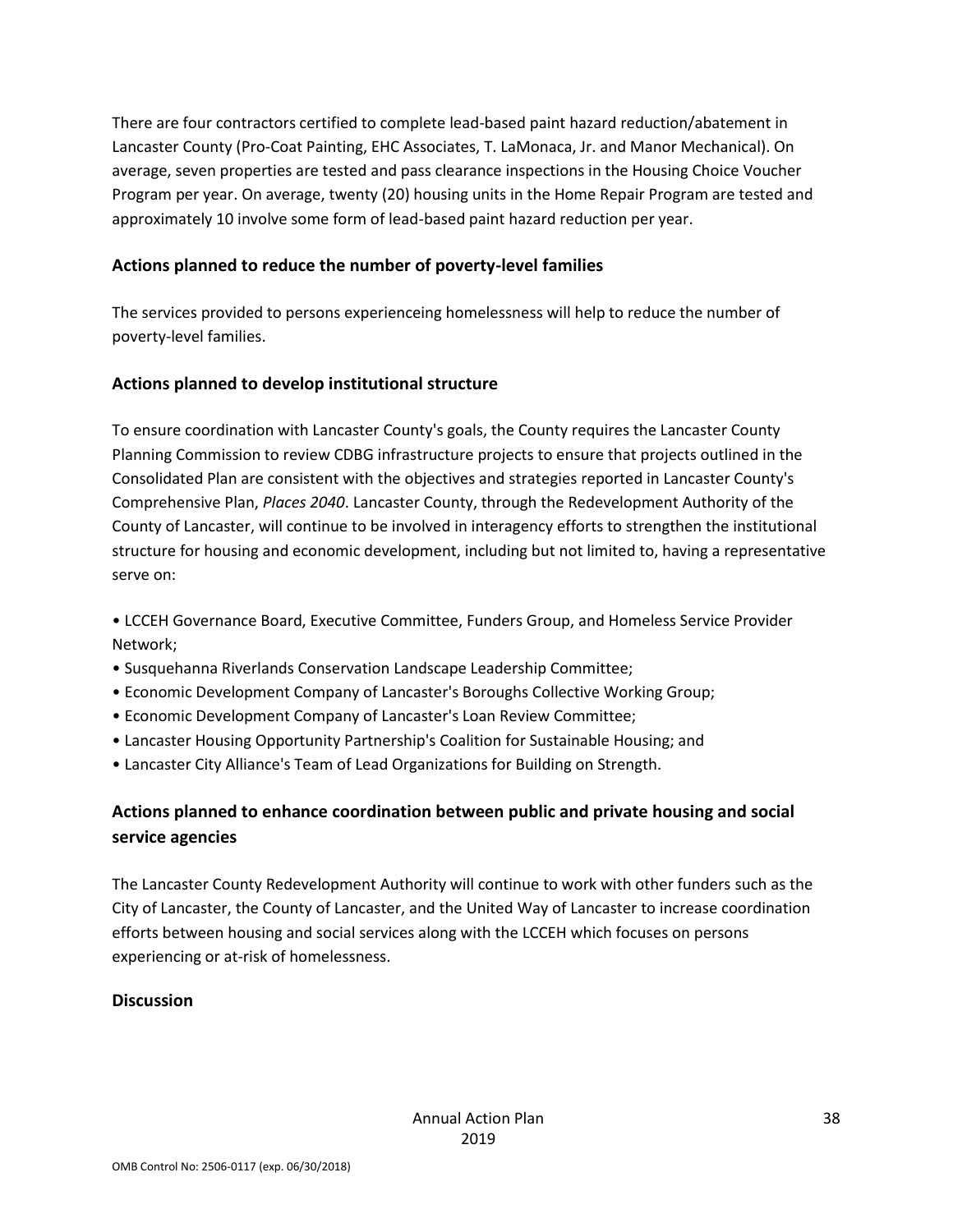There are four contractors certified to complete lead-based paint hazard reduction/abatement in Lancaster County (Pro-Coat Painting, EHC Associates, T. LaMonaca, Jr. and Manor Mechanical). On average, seven properties are tested and pass clearance inspections in the Housing Choice Voucher Program per year. On average, twenty (20) housing units in the Home Repair Program are tested and approximately 10 involve some form of lead-based paint hazard reduction per year.

## Actions planned to reduce the number of poverty-level families

The services provided to persons experienceing homelessness will help to reduce the number of poverty-level families.

## Actions planned to develop institutional structure

To ensure coordination with Lancaster County's goals, the County requires the Lancaster County Planning Commission to review CDBG infrastructure projects to ensure that projects outlined in the Consolidated Plan are consistent with the objectives and strategies reported in Lancaster County's Comprehensive Plan, *Places 2040*. Lancaster County, through the Redevelopment Authority of the County of Lancaster, will continue to be involved in interagency efforts to strengthen the institutional structure for housing and economic development, including but not limited to, having a representative serve on:

- LCCEH Governance Board, Executive Committee, Funders Group, and Homeless Service Provider Network;
- Susquehanna Riverlands Conservation Landscape Leadership Committee;
- Economic Development Company of Lancaster's Boroughs Collective Working Group;
- Economic Development Company of Lancaster's Loan Review Committee;
- Lancaster Housing Opportunity Partnership's Coalition for Sustainable Housing; and
- Lancaster City Alliance's Team of Lead Organizations for Building on Strength.

## Actions planned to enhance coordination between public and private housing and social service agencies

The Lancaster County Redevelopment Authority will continue to work with other funders such as the City of Lancaster, the County of Lancaster, and the United Way of Lancaster to increase coordination efforts between housing and social services along with the LCCEH which focuses on persons experiencing or at-risk of homelessness.

## Discussion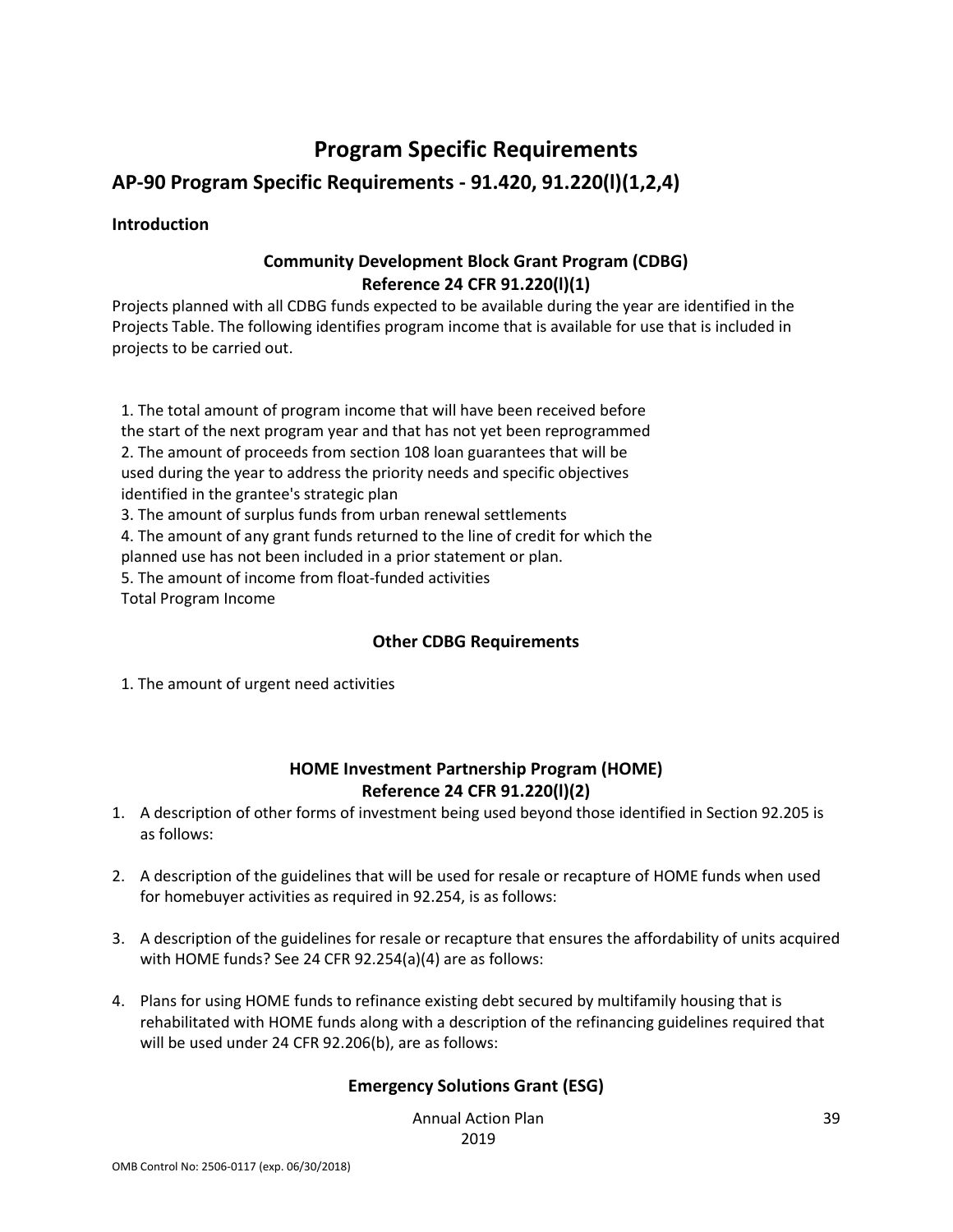# Program Specific Requirements

## AP-90 Program Specific Requirements - 91.420, 91.220(l)(1,2,4)

**Introduction**

### Community Development Block Grant Program (CDBG)
### Reference 24 CFR 91.220(l)(1)

Projects planned with all CDBG funds expected to be available during the year are identified in the Projects Table. The following identifies program income that is available for use that is included in projects to be carried out.

1. The total amount of program income that will have been received before the start of the next program year and that has not yet been reprogrammed
2. The amount of proceeds from section 108 loan guarantees that will be used during the year to address the priority needs and specific objectives identified in the grantee's strategic plan
3. The amount of surplus funds from urban renewal settlements
4. The amount of any grant funds returned to the line of credit for which the planned use has not been included in a prior statement or plan.
5. The amount of income from float-funded activities

Total Program Income

### Other CDBG Requirements

1. The amount of urgent need activities

### HOME Investment Partnership Program (HOME)
### Reference 24 CFR 91.220(l)(2)

1. A description of other forms of investment being used beyond those identified in Section 92.205 is as follows:
2. A description of the guidelines that will be used for resale or recapture of HOME funds when used for homebuyer activities as required in 92.254, is as follows:
3. A description of the guidelines for resale or recapture that ensures the affordability of units acquired with HOME funds? See 24 CFR 92.254(a)(4) are as follows:
4. Plans for using HOME funds to refinance existing debt secured by multifamily housing that is rehabilitated with HOME funds along with a description of the refinancing guidelines required that will be used under 24 CFR 92.206(b), are as follows:

### Emergency Solutions Grant (ESG)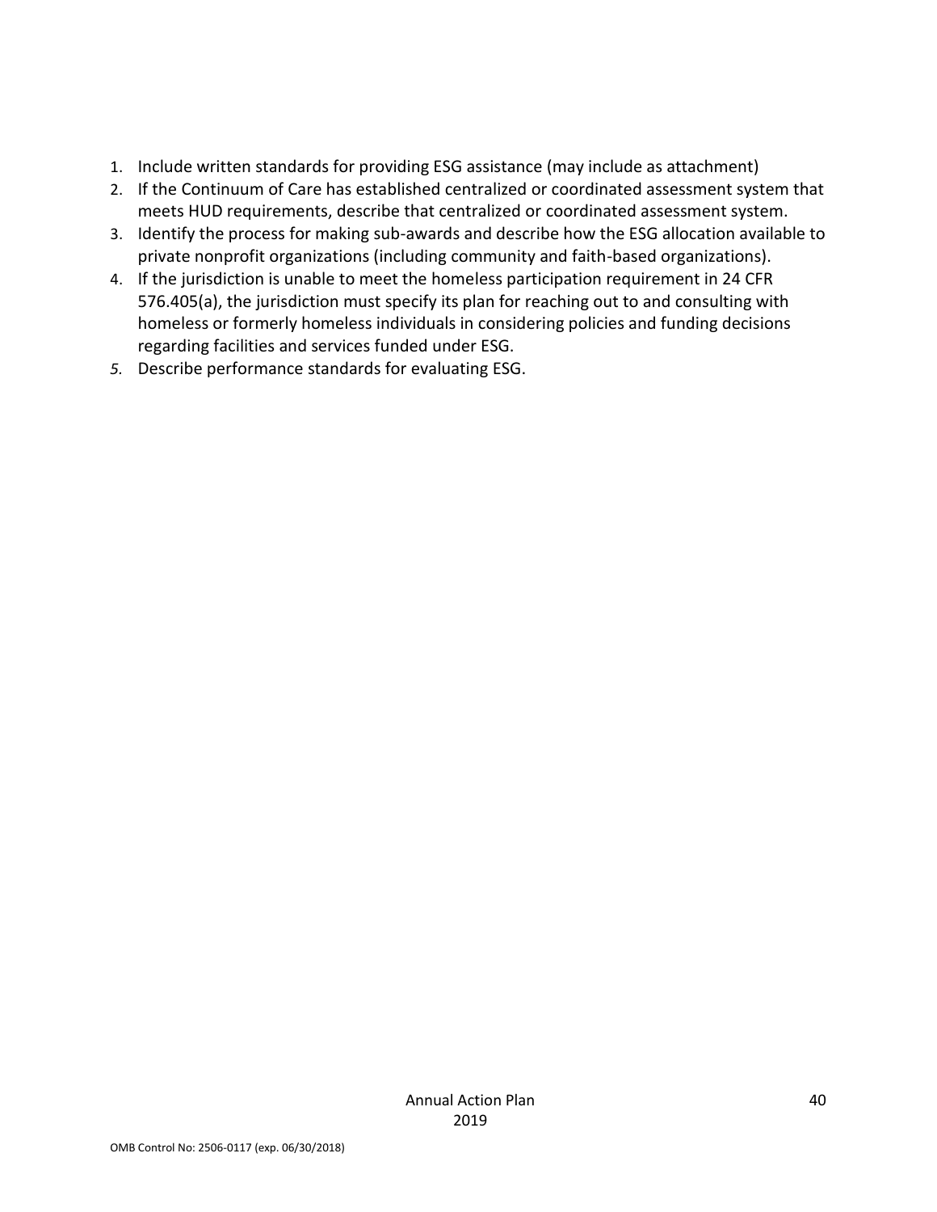1. Include written standards for providing ESG assistance (may include as attachment)
2. If the Continuum of Care has established centralized or coordinated assessment system that meets HUD requirements, describe that centralized or coordinated assessment system.
3. Identify the process for making sub-awards and describe how the ESG allocation available to private nonprofit organizations (including community and faith-based organizations).
4. If the jurisdiction is unable to meet the homeless participation requirement in 24 CFR 576.405(a), the jurisdiction must specify its plan for reaching out to and consulting with homeless or formerly homeless individuals in considering policies and funding decisions regarding facilities and services funded under ESG.
5. Describe performance standards for evaluating ESG.